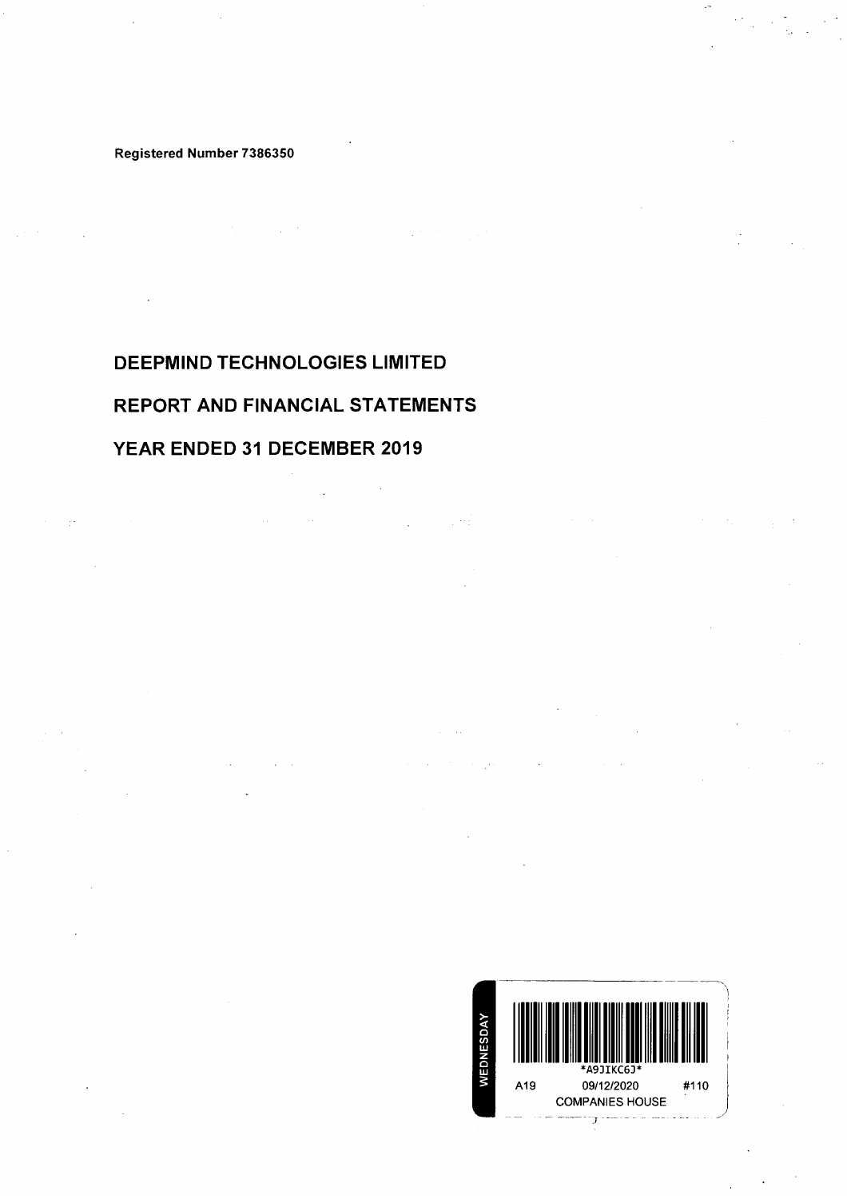Registered Number 7386350

# DEEPMIND TECHNOLOGIES LIMITED

# REPORT AND FINANCIAL STATEMENTS

# YEAR ENDED 31 DECEMBER 2019

WEDNESDAY

*A9JIKC6J*

A19 09/12/2020 #110

COMPANIES HOUSE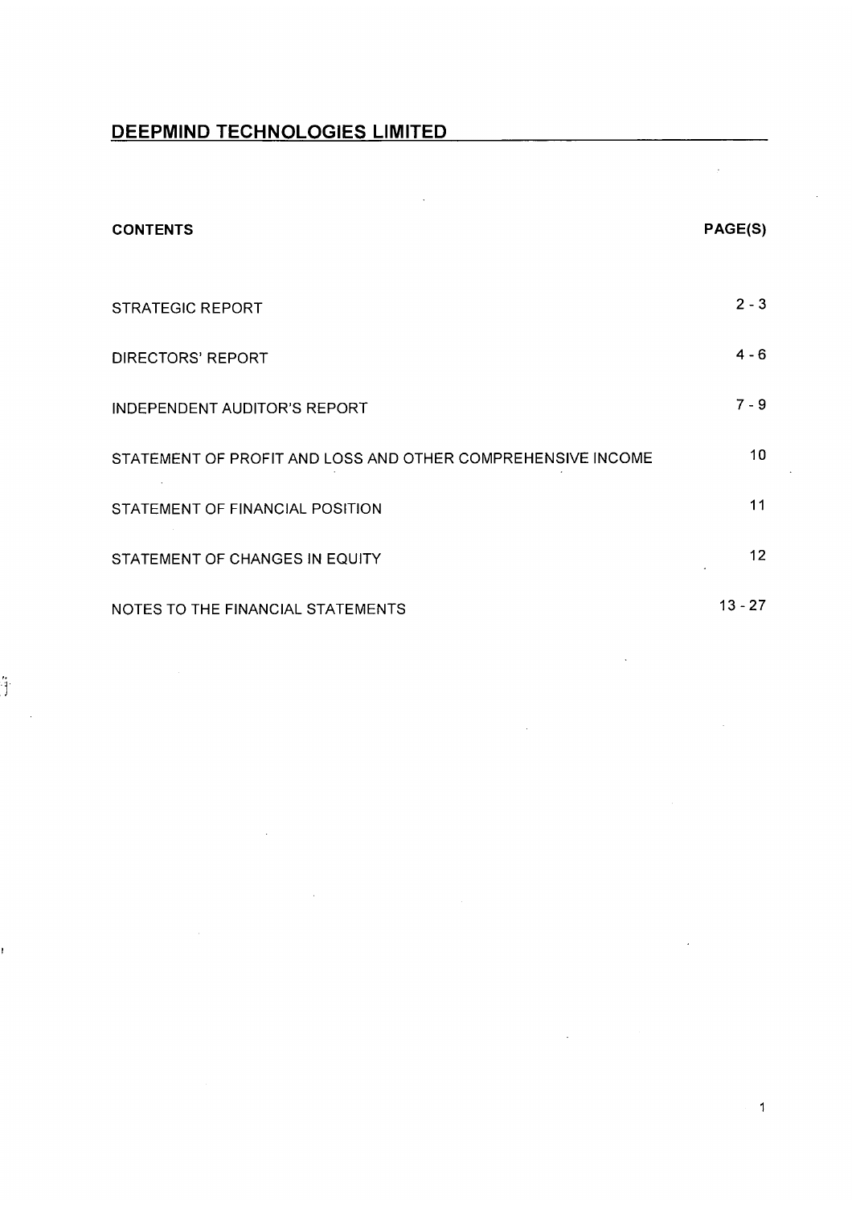# DEEPMIND TECHNOLOGIES LIMITED

| CONTENTS | PAGE(S) |
| --- | --- |
| STRATEGIC REPORT | 2 - 3 |
| DIRECTORS' REPORT | 4 - 6 |
| INDEPENDENT AUDITOR'S REPORT | 7 - 9 |
| STATEMENT OF PROFIT AND LOSS AND OTHER COMPREHENSIVE INCOME | 10 |
| STATEMENT OF FINANCIAL POSITION | 11 |
| STATEMENT OF CHANGES IN EQUITY | 12 |
| NOTES TO THE FINANCIAL STATEMENTS | 13 - 27 |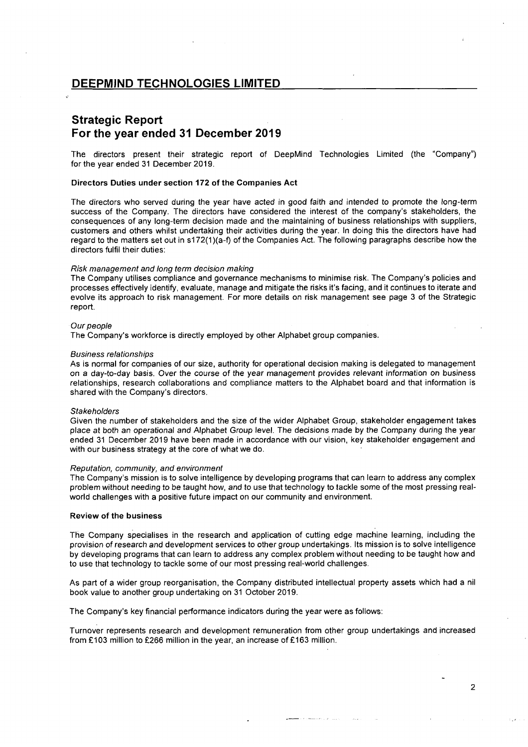# DEEPMIND TECHNOLOGIES LIMITED

## Strategic Report
## For the year ended 31 December 2019

The directors present their strategic report of DeepMind Technologies Limited (the "Company") for the year ended 31 December 2019.

### Directors Duties under section 172 of the Companies Act

The directors who served during the year have acted in good faith and intended to promote the long-term success of the Company. The directors have considered the interest of the company's stakeholders, the consequences of any long-term decision made and the maintaining of business relationships with suppliers, customers and others whilst undertaking their activities during the year. In doing this the directors have had regard to the matters set out in s172(1)(a-f) of the Companies Act. The following paragraphs describe how the directors fulfil their duties:

*Risk management and long term decision making*
The Company utilises compliance and governance mechanisms to minimise risk. The Company's policies and processes effectively identify, evaluate, manage and mitigate the risks it's facing, and it continues to iterate and evolve its approach to risk management. For more details on risk management see page 3 of the Strategic report.

*Our people*
The Company's workforce is directly employed by other Alphabet group companies.

*Business relationships*
As is normal for companies of our size, authority for operational decision making is delegated to management on a day-to-day basis. Over the course of the year management provides relevant information on business relationships, research collaborations and compliance matters to the Alphabet board and that information is shared with the Company's directors.

*Stakeholders*
Given the number of stakeholders and the size of the wider Alphabet Group, stakeholder engagement takes place at both an operational and Alphabet Group level. The decisions made by the Company during the year ended 31 December 2019 have been made in accordance with our vision, key stakeholder engagement and with our business strategy at the core of what we do.

*Reputation, community, and environment*
The Company's mission is to solve intelligence by developing programs that can learn to address any complex problem without needing to be taught how, and to use that technology to tackle some of the most pressing real-world challenges with a positive future impact on our community and environment.

### Review of the business

The Company specialises in the research and application of cutting edge machine learning, including the provision of research and development services to other group undertakings. Its mission is to solve intelligence by developing programs that can learn to address any complex problem without needing to be taught how and to use that technology to tackle some of our most pressing real-world challenges.

As part of a wider group reorganisation, the Company distributed intellectual property assets which had a nil book value to another group undertaking on 31 October 2019.

The Company's key financial performance indicators during the year were as follows:

Turnover represents research and development remuneration from other group undertakings and increased from £103 million to £266 million in the year, an increase of £163 million.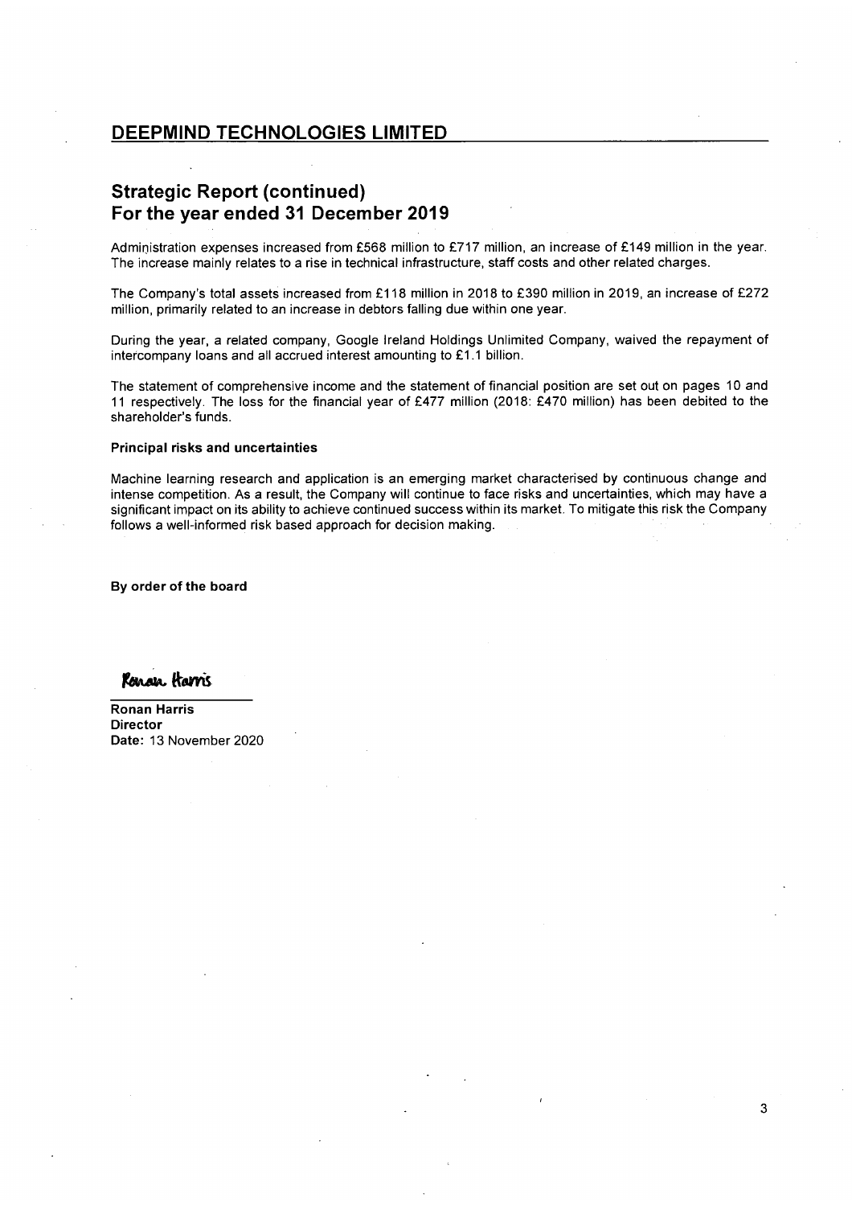# DEEPMIND TECHNOLOGIES LIMITED

## Strategic Report (continued)
## For the year ended 31 December 2019

Administration expenses increased from £568 million to £717 million, an increase of £149 million in the year. The increase mainly relates to a rise in technical infrastructure, staff costs and other related charges.

The Company's total assets increased from £118 million in 2018 to £390 million in 2019, an increase of £272 million, primarily related to an increase in debtors falling due within one year.

During the year, a related company, Google Ireland Holdings Unlimited Company, waived the repayment of intercompany loans and all accrued interest amounting to £1.1 billion.

The statement of comprehensive income and the statement of financial position are set out on pages 10 and 11 respectively. The loss for the financial year of £477 million (2018: £470 million) has been debited to the shareholder's funds.

**Principal risks and uncertainties**

Machine learning research and application is an emerging market characterised by continuous change and intense competition. As a result, the Company will continue to face risks and uncertainties, which may have a significant impact on its ability to achieve continued success within its market. To mitigate this risk the Company follows a well-informed risk based approach for decision making.

**By order of the board**

Ronan Harris

**Ronan Harris**
**Director**
**Date:** 13 November 2020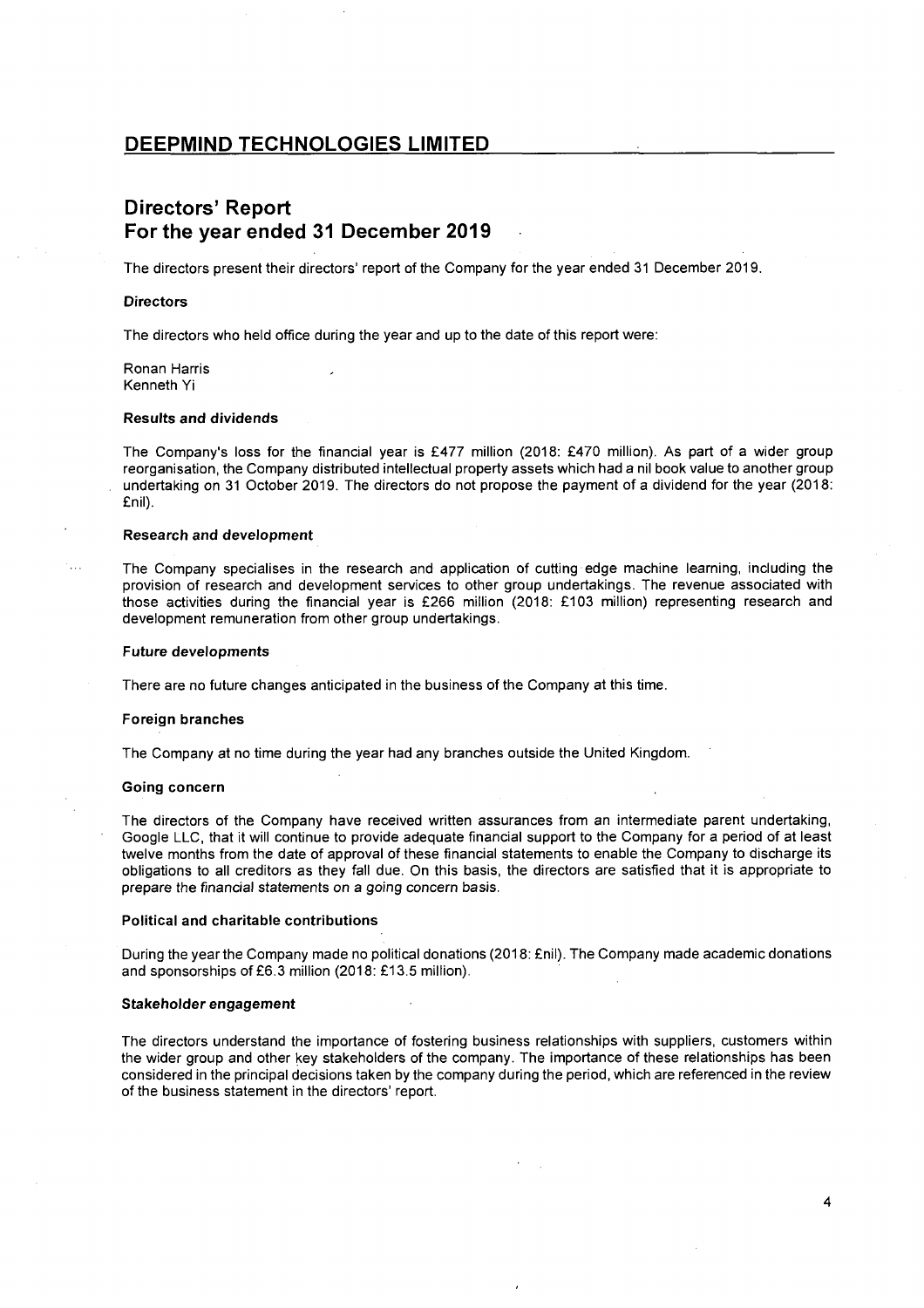# DEEPMIND TECHNOLOGIES LIMITED

## Directors' Report
## For the year ended 31 December 2019

The directors present their directors' report of the Company for the year ended 31 December 2019.

### Directors

The directors who held office during the year and up to the date of this report were:

Ronan Harris
Kenneth Yi

### Results and dividends

The Company's loss for the financial year is £477 million (2018: £470 million). As part of a wider group reorganisation, the Company distributed intellectual property assets which had a nil book value to another group undertaking on 31 October 2019. The directors do not propose the payment of a dividend for the year (2018: £nil).

### Research and development

The Company specialises in the research and application of cutting edge machine learning, including the provision of research and development services to other group undertakings. The revenue associated with those activities during the financial year is £266 million (2018: £103 million) representing research and development remuneration from other group undertakings.

### Future developments

There are no future changes anticipated in the business of the Company at this time.

### Foreign branches

The Company at no time during the year had any branches outside the United Kingdom.

### Going concern

The directors of the Company have received written assurances from an intermediate parent undertaking, Google LLC, that it will continue to provide adequate financial support to the Company for a period of at least twelve months from the date of approval of these financial statements to enable the Company to discharge its obligations to all creditors as they fall due. On this basis, the directors are satisfied that it is appropriate to prepare the financial statements on a going concern basis.

### Political and charitable contributions

During the year the Company made no political donations (2018: £nil). The Company made academic donations and sponsorships of £6.3 million (2018: £13.5 million).

### Stakeholder engagement

The directors understand the importance of fostering business relationships with suppliers, customers within the wider group and other key stakeholders of the company. The importance of these relationships has been considered in the principal decisions taken by the company during the period, which are referenced in the review of the business statement in the directors' report.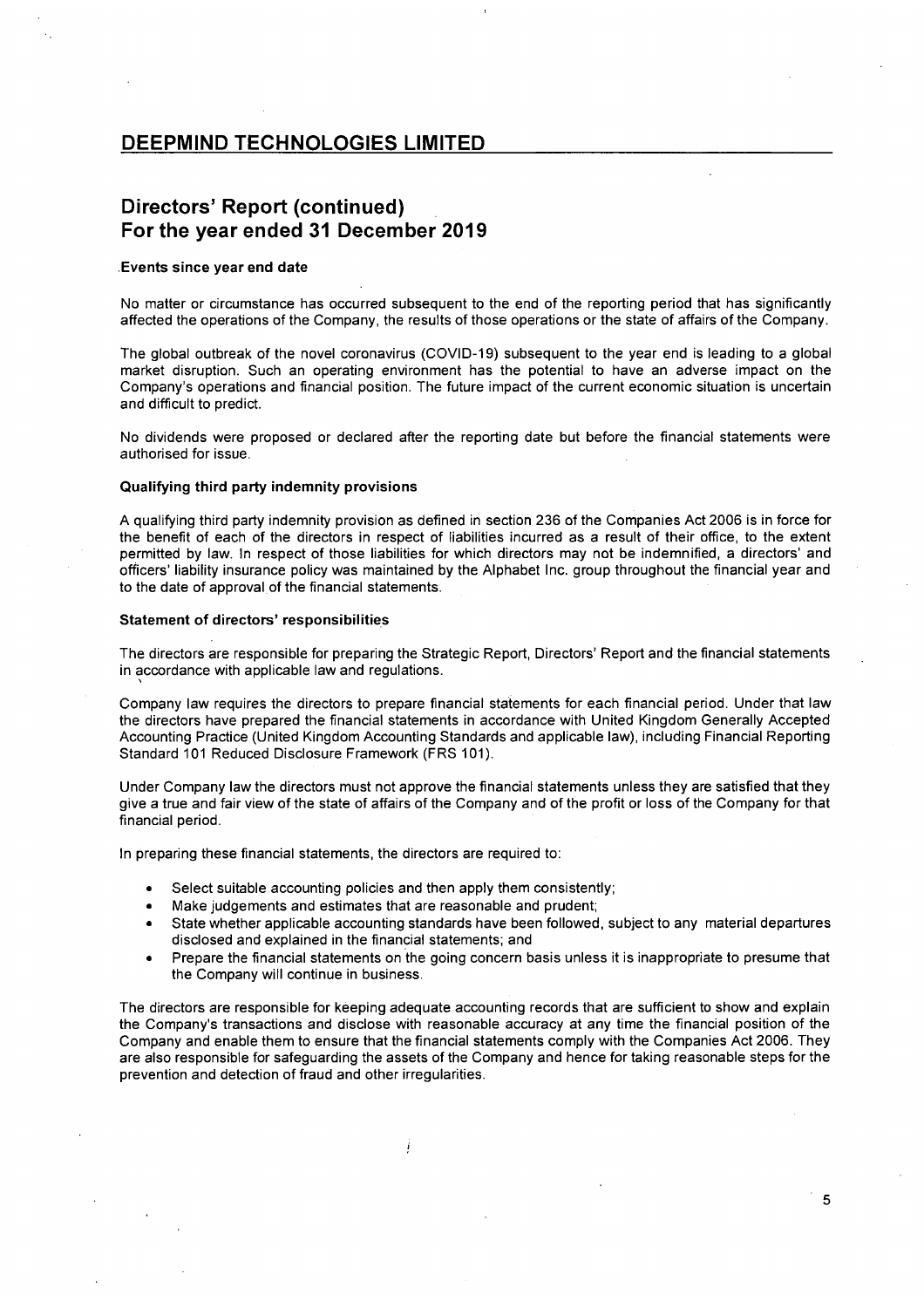# DEEPMIND TECHNOLOGIES LIMITED

## Directors' Report (continued)
## For the year ended 31 December 2019

### Events since year end date

No matter or circumstance has occurred subsequent to the end of the reporting period that has significantly affected the operations of the Company, the results of those operations or the state of affairs of the Company.

The global outbreak of the novel coronavirus (COVID-19) subsequent to the year end is leading to a global market disruption. Such an operating environment has the potential to have an adverse impact on the Company's operations and financial position. The future impact of the current economic situation is uncertain and difficult to predict.

No dividends were proposed or declared after the reporting date but before the financial statements were authorised for issue.

### Qualifying third party indemnity provisions

A qualifying third party indemnity provision as defined in section 236 of the Companies Act 2006 is in force for the benefit of each of the directors in respect of liabilities incurred as a result of their office, to the extent permitted by law. In respect of those liabilities for which directors may not be indemnified, a directors' and officers' liability insurance policy was maintained by the Alphabet Inc. group throughout the financial year and to the date of approval of the financial statements.

### Statement of directors' responsibilities

The directors are responsible for preparing the Strategic Report, Directors' Report and the financial statements in accordance with applicable law and regulations.

Company law requires the directors to prepare financial statements for each financial period. Under that law the directors have prepared the financial statements in accordance with United Kingdom Generally Accepted Accounting Practice (United Kingdom Accounting Standards and applicable law), including Financial Reporting Standard 101 Reduced Disclosure Framework (FRS 101).

Under Company law the directors must not approve the financial statements unless they are satisfied that they give a true and fair view of the state of affairs of the Company and of the profit or loss of the Company for that financial period.

In preparing these financial statements, the directors are required to:

- Select suitable accounting policies and then apply them consistently;
- Make judgements and estimates that are reasonable and prudent;
- State whether applicable accounting standards have been followed, subject to any material departures disclosed and explained in the financial statements; and
- Prepare the financial statements on the going concern basis unless it is inappropriate to presume that the Company will continue in business.

The directors are responsible for keeping adequate accounting records that are sufficient to show and explain the Company's transactions and disclose with reasonable accuracy at any time the financial position of the Company and enable them to ensure that the financial statements comply with the Companies Act 2006. They are also responsible for safeguarding the assets of the Company and hence for taking reasonable steps for the prevention and detection of fraud and other irregularities.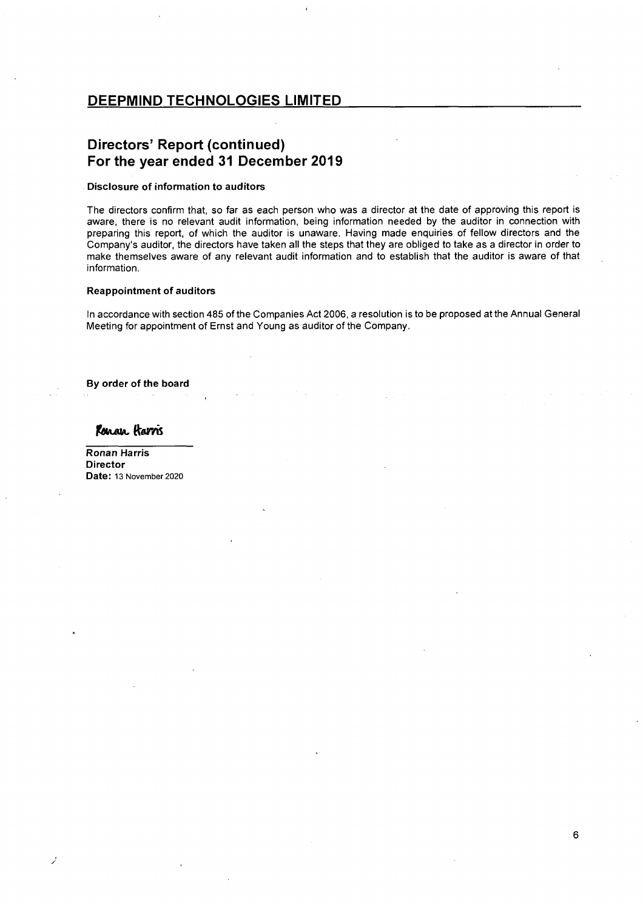# DEEPMIND TECHNOLOGIES LIMITED

## Directors' Report (continued)
## For the year ended 31 December 2019

**Disclosure of information to auditors**

The directors confirm that, so far as each person who was a director at the date of approving this report is aware, there is no relevant audit information, being information needed by the auditor in connection with preparing this report, of which the auditor is unaware. Having made enquiries of fellow directors and the Company's auditor, the directors have taken all the steps that they are obliged to take as a director in order to make themselves aware of any relevant audit information and to establish that the auditor is aware of that information.

**Reappointment of auditors**

In accordance with section 485 of the Companies Act 2006, a resolution is to be proposed at the Annual General Meeting for appointment of Ernst and Young as auditor of the Company.

**By order of the board**

Ronan Harris

**Ronan Harris**
**Director**
**Date:** 13 November 2020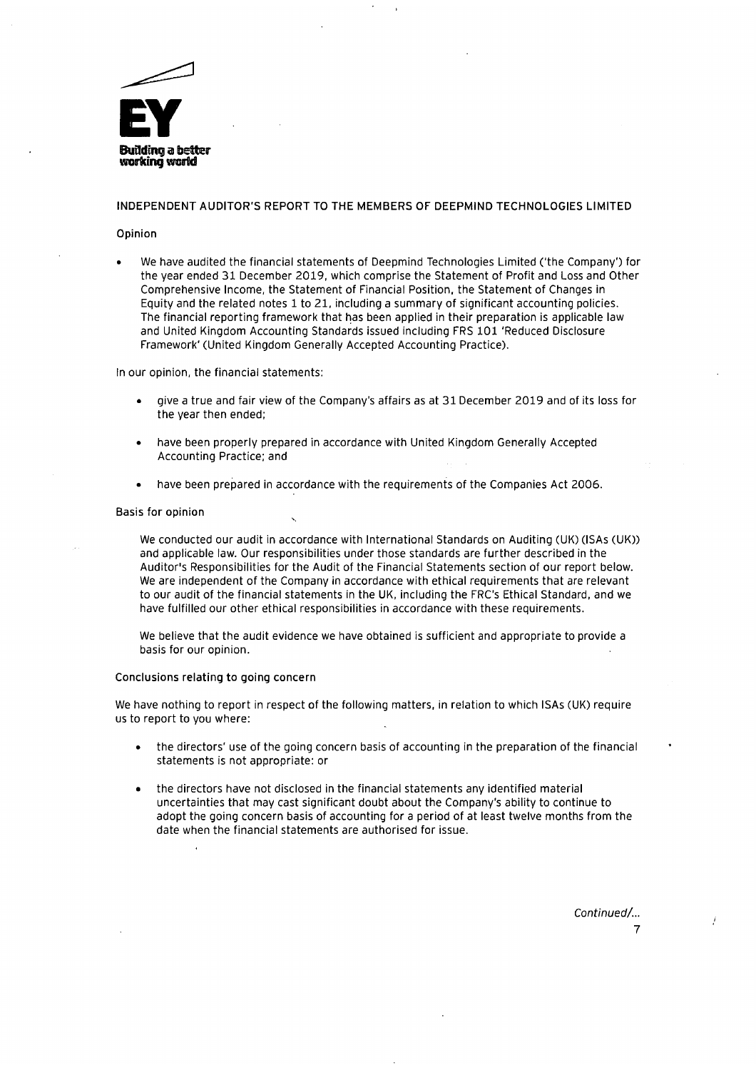EY

Building a better working world

## INDEPENDENT AUDITOR'S REPORT TO THE MEMBERS OF DEEPMIND TECHNOLOGIES LIMITED

### Opinion

- We have audited the financial statements of Deepmind Technologies Limited ('the Company') for the year ended 31 December 2019, which comprise the Statement of Profit and Loss and Other Comprehensive Income, the Statement of Financial Position, the Statement of Changes in Equity and the related notes 1 to 21, including a summary of significant accounting policies. The financial reporting framework that has been applied in their preparation is applicable law and United Kingdom Accounting Standards issued including FRS 101 'Reduced Disclosure Framework' (United Kingdom Generally Accepted Accounting Practice).

In our opinion, the financial statements:

- give a true and fair view of the Company's affairs as at 31 December 2019 and of its loss for the year then ended;
- have been properly prepared in accordance with United Kingdom Generally Accepted Accounting Practice; and
- have been prepared in accordance with the requirements of the Companies Act 2006.

### Basis for opinion

We conducted our audit in accordance with International Standards on Auditing (UK) (ISAs (UK)) and applicable law. Our responsibilities under those standards are further described in the Auditor's Responsibilities for the Audit of the Financial Statements section of our report below. We are independent of the Company in accordance with ethical requirements that are relevant to our audit of the financial statements in the UK, including the FRC's Ethical Standard, and we have fulfilled our other ethical responsibilities in accordance with these requirements.

We believe that the audit evidence we have obtained is sufficient and appropriate to provide a basis for our opinion.

### Conclusions relating to going concern

We have nothing to report in respect of the following matters, in relation to which ISAs (UK) require us to report to you where:

- the directors' use of the going concern basis of accounting in the preparation of the financial statements is not appropriate: or
- the directors have not disclosed in the financial statements any identified material uncertainties that may cast significant doubt about the Company's ability to continue to adopt the going concern basis of accounting for a period of at least twelve months from the date when the financial statements are authorised for issue.

*Continued/...*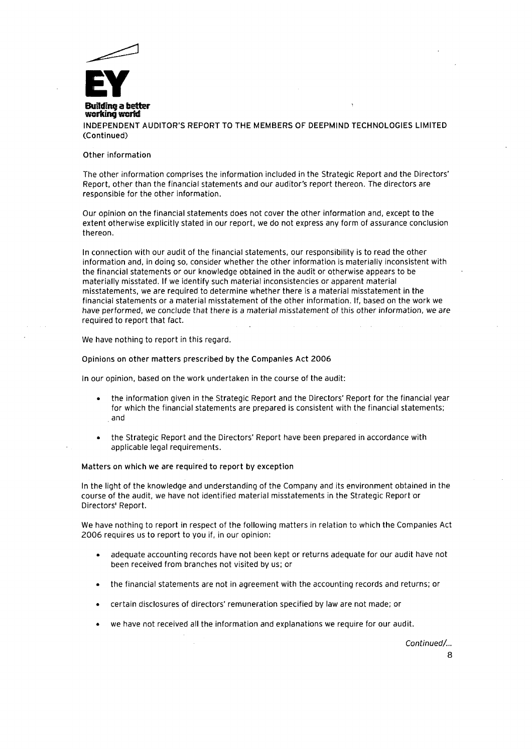EY

Building a better working world

INDEPENDENT AUDITOR'S REPORT TO THE MEMBERS OF DEEPMIND TECHNOLOGIES LIMITED (Continued)

### Other information

The other information comprises the information included in the Strategic Report and the Directors' Report, other than the financial statements and our auditor's report thereon. The directors are responsible for the other information.

Our opinion on the financial statements does not cover the other information and, except to the extent otherwise explicitly stated in our report, we do not express any form of assurance conclusion thereon.

In connection with our audit of the financial statements, our responsibility is to read the other information and, in doing so, consider whether the other information is materially inconsistent with the financial statements or our knowledge obtained in the audit or otherwise appears to be materially misstated. If we identify such material inconsistencies or apparent material misstatements, we are required to determine whether there is a material misstatement in the financial statements or a material misstatement of the other information. If, based on the work we have performed, we conclude that there is a material misstatement of this other information, we are required to report that fact.

We have nothing to report in this regard.

### Opinions on other matters prescribed by the Companies Act 2006

In our opinion, based on the work undertaken in the course of the audit:

- the information given in the Strategic Report and the Directors' Report for the financial year for which the financial statements are prepared is consistent with the financial statements; and
- the Strategic Report and the Directors' Report have been prepared in accordance with applicable legal requirements.

### Matters on which we are required to report by exception

In the light of the knowledge and understanding of the Company and its environment obtained in the course of the audit, we have not identified material misstatements in the Strategic Report or Directors' Report.

We have nothing to report in respect of the following matters in relation to which the Companies Act 2006 requires us to report to you if, in our opinion:

- adequate accounting records have not been kept or returns adequate for our audit have not been received from branches not visited by us; or
- the financial statements are not in agreement with the accounting records and returns; or
- certain disclosures of directors' remuneration specified by law are not made; or
- we have not received all the information and explanations we require for our audit.

*Continued/...*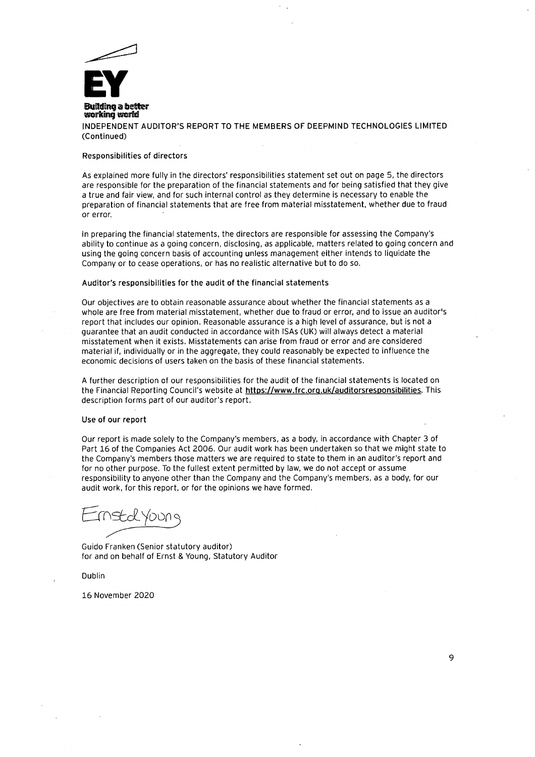INDEPENDENT AUDITOR'S REPORT TO THE MEMBERS OF DEEPMIND TECHNOLOGIES LIMITED (Continued)

### Responsibilities of directors

As explained more fully in the directors' responsibilities statement set out on page 5, the directors are responsible for the preparation of the financial statements and for being satisfied that they give a true and fair view, and for such internal control as they determine is necessary to enable the preparation of financial statements that are free from material misstatement, whether due to fraud or error.

In preparing the financial statements, the directors are responsible for assessing the Company's ability to continue as a going concern, disclosing, as applicable, matters related to going concern and using the going concern basis of accounting unless management either intends to liquidate the Company or to cease operations, or has no realistic alternative but to do so.

### Auditor's responsibilities for the audit of the financial statements

Our objectives are to obtain reasonable assurance about whether the financial statements as a whole are free from material misstatement, whether due to fraud or error, and to issue an auditor's report that includes our opinion. Reasonable assurance is a high level of assurance, but is not a guarantee that an audit conducted in accordance with ISAs (UK) will always detect a material misstatement when it exists. Misstatements can arise from fraud or error and are considered material if, individually or in the aggregate, they could reasonably be expected to influence the economic decisions of users taken on the basis of these financial statements.

A further description of our responsibilities for the audit of the financial statements is located on the Financial Reporting Council's website at **https://www.frc.org.uk/auditorsresponsibilities**. This description forms part of our auditor's report.

### Use of our report

Our report is made solely to the Company's members, as a body, in accordance with Chapter 3 of Part 16 of the Companies Act 2006. Our audit work has been undertaken so that we might state to the Company's members those matters we are required to state to them in an auditor's report and for no other purpose. To the fullest extent permitted by law, we do not accept or assume responsibility to anyone other than the Company and the Company's members, as a body, for our audit work, for this report, or for the opinions we have formed.

Ernst & Young

Guido Franken (Senior statutory auditor)
for and on behalf of Ernst & Young, Statutory Auditor

Dublin

16 November 2020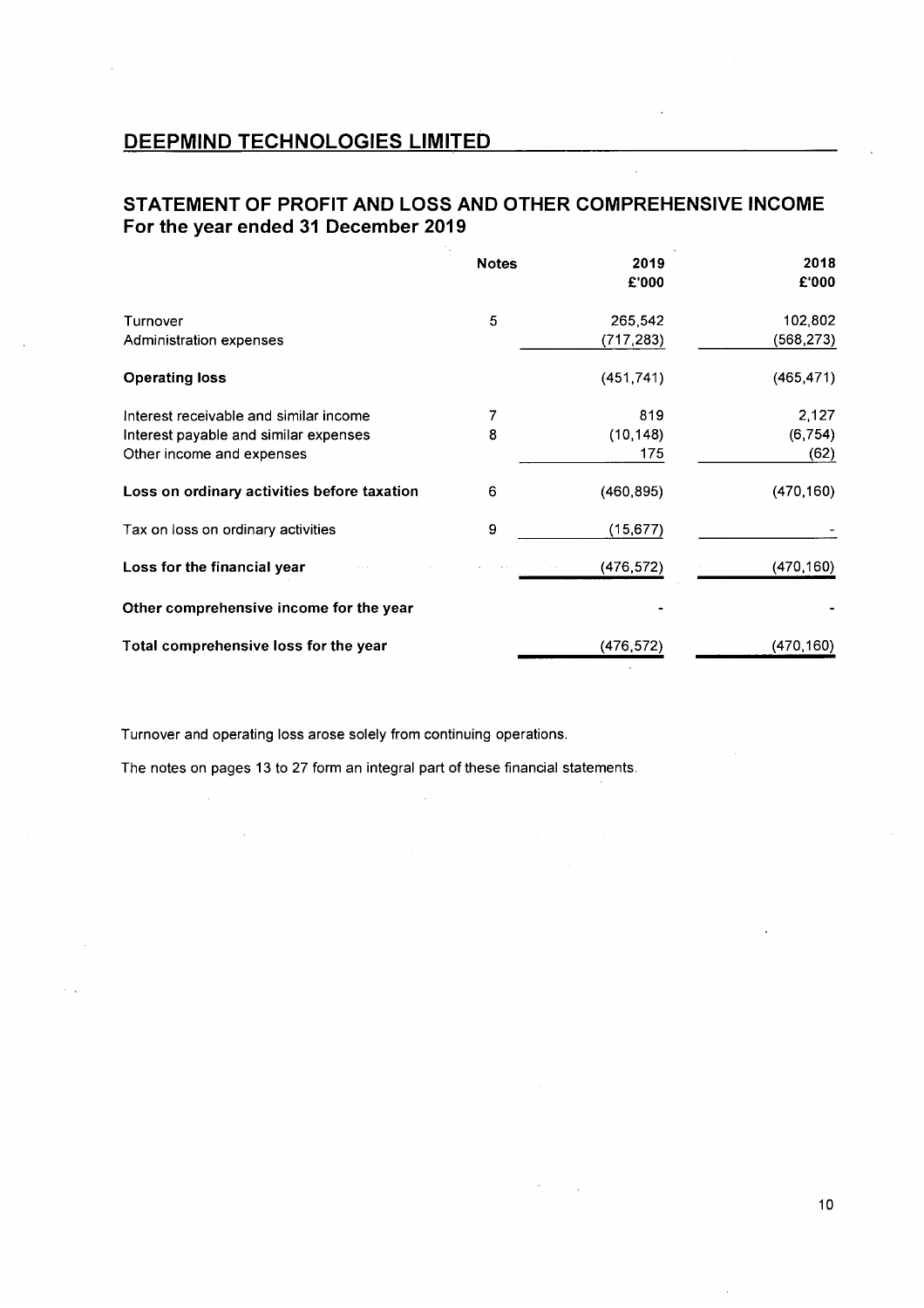## DEEPMIND TECHNOLOGIES LIMITED

## STATEMENT OF PROFIT AND LOSS AND OTHER COMPREHENSIVE INCOME
### For the year ended 31 December 2019

| | Notes | 2019<br>£'000 | 2018<br>£'000 |
|---|---|---|---|
| Turnover | 5 | 265,542 | 102,802 |
| Administration expenses | | (717,283) | (568,273) |
| **Operating loss** | | (451,741) | (465,471) |
| Interest receivable and similar income | 7 | 819 | 2,127 |
| Interest payable and similar expenses | 8 | (10,148) | (6,754) |
| Other income and expenses | | 175 | (62) |
| **Loss on ordinary activities before taxation** | 6 | (460,895) | (470,160) |
| Tax on loss on ordinary activities | 9 | (15,677) | - |
| **Loss for the financial year** | | (476,572) | (470,160) |
| **Other comprehensive income for the year** | | - | - |
| **Total comprehensive loss for the year** | | (476,572) | (470,160) |

Turnover and operating loss arose solely from continuing operations.

The notes on pages 13 to 27 form an integral part of these financial statements.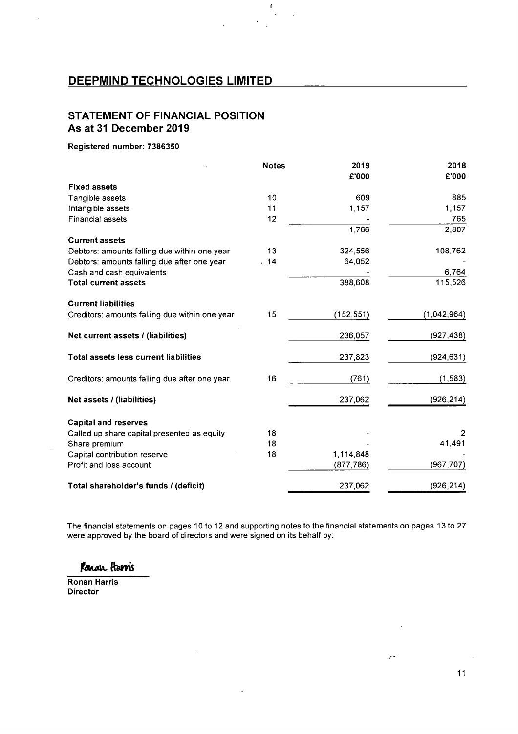# DEEPMIND TECHNOLOGIES LIMITED

## STATEMENT OF FINANCIAL POSITION
## As at 31 December 2019

**Registered number: 7386350**

| | Notes | 2019<br>£'000 | 2018<br>£'000 |
|---|---|---|---|
| **Fixed assets** | | | |
| Tangible assets | 10 | 609 | 885 |
| Intangible assets | 11 | 1,157 | 1,157 |
| Financial assets | 12 | - | 765 |
| | | 1,766 | 2,807 |
| **Current assets** | | | |
| Debtors: amounts falling due within one year | 13 | 324,556 | 108,762 |
| Debtors: amounts falling due after one year | 14 | 64,052 | - |
| Cash and cash equivalents | | - | 6,764 |
| **Total current assets** | | 388,608 | 115,526 |
| **Current liabilities** | | | |
| Creditors: amounts falling due within one year | 15 | (152,551) | (1,042,964) |
| **Net current assets / (liabilities)** | | 236,057 | (927,438) |
| **Total assets less current liabilities** | | 237,823 | (924,631) |
| Creditors: amounts falling due after one year | 16 | (761) | (1,583) |
| **Net assets / (liabilities)** | | 237,062 | (926,214) |
| **Capital and reserves** | | | |
| Called up share capital presented as equity | 18 | - | 2 |
| Share premium | 18 | - | 41,491 |
| Capital contribution reserve | 18 | 1,114,848 | - |
| Profit and loss account | | (877,786) | (967,707) |
| **Total shareholder's funds / (deficit)** | | 237,062 | (926,214) |

The financial statements on pages 10 to 12 and supporting notes to the financial statements on pages 13 to 27 were approved by the board of directors and were signed on its behalf by:

Ronan Harris

**Ronan Harris**
**Director**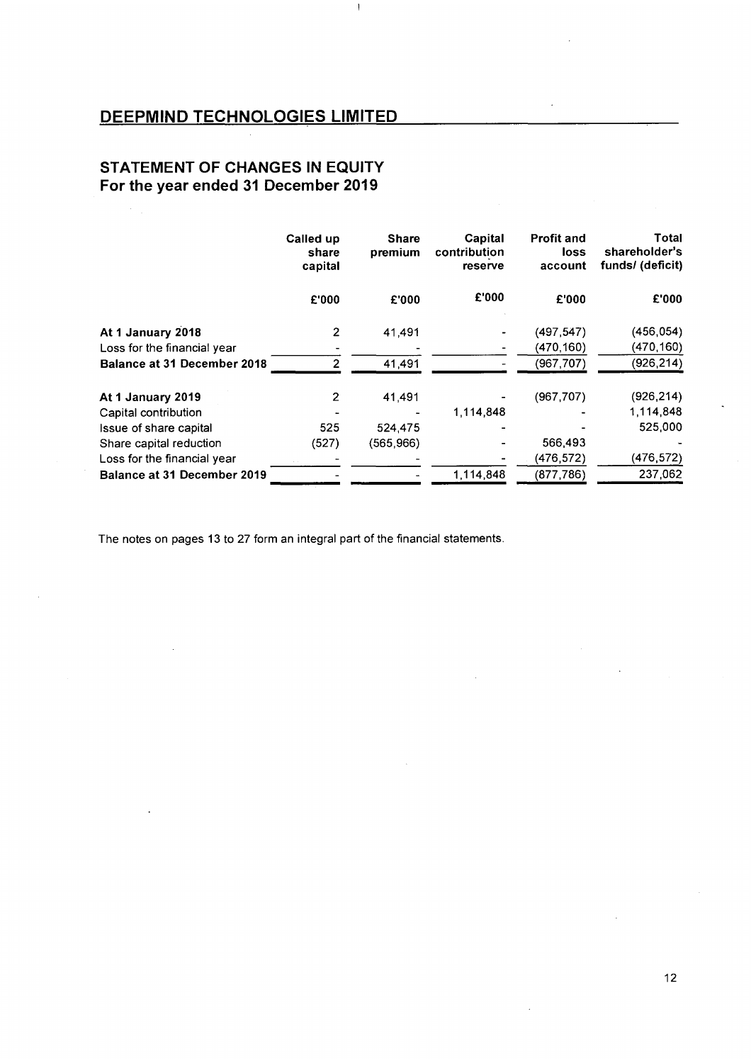## DEEPMIND TECHNOLOGIES LIMITED

## STATEMENT OF CHANGES IN EQUITY
## For the year ended 31 December 2019

| | Called up share capital | Share premium | Capital contribution reserve | Profit and loss account | Total shareholder's funds/ (deficit) |
|---|---|---|---|---|---|
| | £'000 | £'000 | £'000 | £'000 | £'000 |
| **At 1 January 2018** | 2 | 41,491 | - | (497,547) | (456,054) |
| Loss for the financial year | - | - | - | (470,160) | (470,160) |
| **Balance at 31 December 2018** | 2 | 41,491 | - | (967,707) | (926,214) |
| **At 1 January 2019** | 2 | 41,491 | - | (967,707) | (926,214) |
| Capital contribution | - | - | 1,114,848 | - | 1,114,848 |
| Issue of share capital | 525 | 524,475 | - | - | 525,000 |
| Share capital reduction | (527) | (565,966) | - | 566,493 | - |
| Loss for the financial year | - | - | - | (476,572) | (476,572) |
| **Balance at 31 December 2019** | - | - | 1,114,848 | (877,786) | 237,062 |

The notes on pages 13 to 27 form an integral part of the financial statements.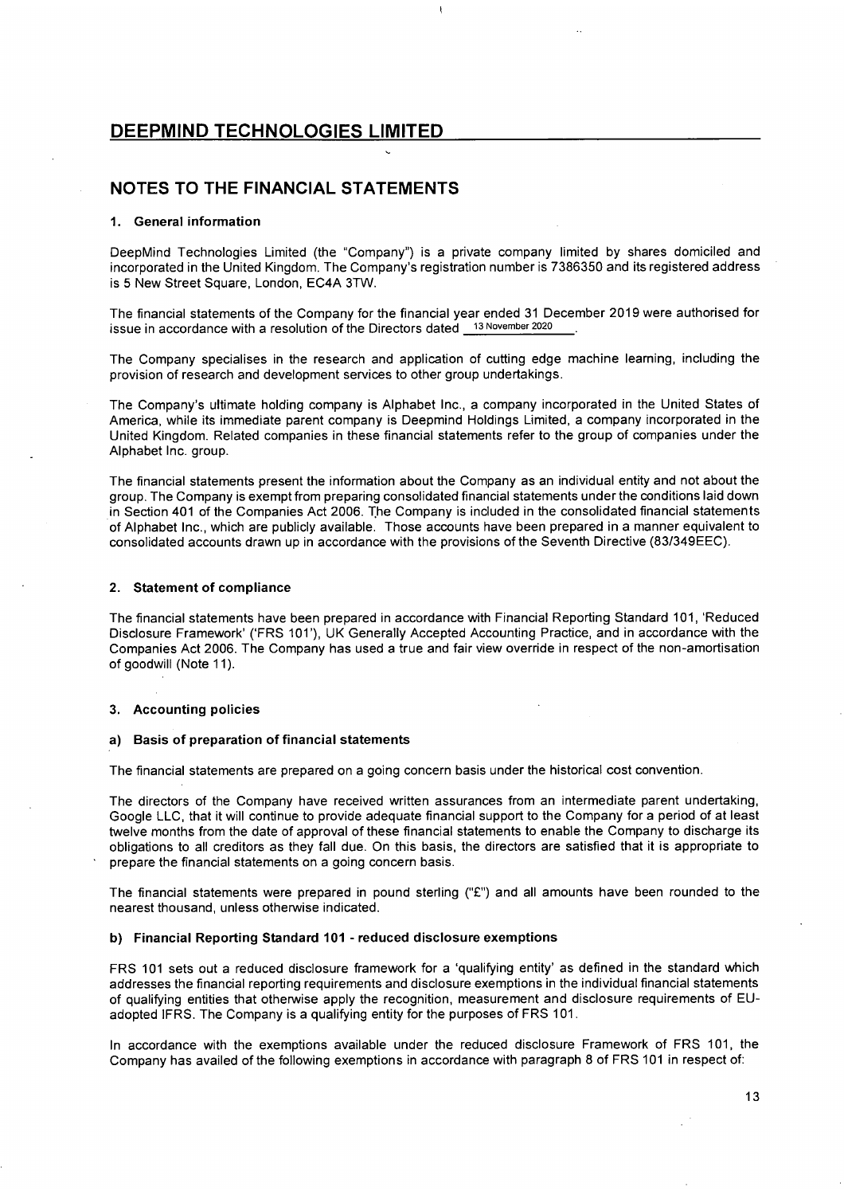# DEEPMIND TECHNOLOGIES LIMITED

## NOTES TO THE FINANCIAL STATEMENTS

### 1. General information

DeepMind Technologies Limited (the "Company") is a private company limited by shares domiciled and incorporated in the United Kingdom. The Company's registration number is 7386350 and its registered address is 5 New Street Square, London, EC4A 3TW.

The financial statements of the Company for the financial year ended 31 December 2019 were authorised for issue in accordance with a resolution of the Directors dated 13 November 2020.

The Company specialises in the research and application of cutting edge machine learning, including the provision of research and development services to other group undertakings.

The Company's ultimate holding company is Alphabet Inc., a company incorporated in the United States of America, while its immediate parent company is Deepmind Holdings Limited, a company incorporated in the United Kingdom. Related companies in these financial statements refer to the group of companies under the Alphabet Inc. group.

The financial statements present the information about the Company as an individual entity and not about the group. The Company is exempt from preparing consolidated financial statements under the conditions laid down in Section 401 of the Companies Act 2006. The Company is included in the consolidated financial statements of Alphabet Inc., which are publicly available. Those accounts have been prepared in a manner equivalent to consolidated accounts drawn up in accordance with the provisions of the Seventh Directive (83/349EEC).

### 2. Statement of compliance

The financial statements have been prepared in accordance with Financial Reporting Standard 101, 'Reduced Disclosure Framework' ('FRS 101'), UK Generally Accepted Accounting Practice, and in accordance with the Companies Act 2006. The Company has used a true and fair view override in respect of the non-amortisation of goodwill (Note 11).

### 3. Accounting policies

#### a) Basis of preparation of financial statements

The financial statements are prepared on a going concern basis under the historical cost convention.

The directors of the Company have received written assurances from an intermediate parent undertaking, Google LLC, that it will continue to provide adequate financial support to the Company for a period of at least twelve months from the date of approval of these financial statements to enable the Company to discharge its obligations to all creditors as they fall due. On this basis, the directors are satisfied that it is appropriate to prepare the financial statements on a going concern basis.

The financial statements were prepared in pound sterling ("£") and all amounts have been rounded to the nearest thousand, unless otherwise indicated.

#### b) Financial Reporting Standard 101 - reduced disclosure exemptions

FRS 101 sets out a reduced disclosure framework for a 'qualifying entity' as defined in the standard which addresses the financial reporting requirements and disclosure exemptions in the individual financial statements of qualifying entities that otherwise apply the recognition, measurement and disclosure requirements of EU-adopted IFRS. The Company is a qualifying entity for the purposes of FRS 101.

In accordance with the exemptions available under the reduced disclosure Framework of FRS 101, the Company has availed of the following exemptions in accordance with paragraph 8 of FRS 101 in respect of: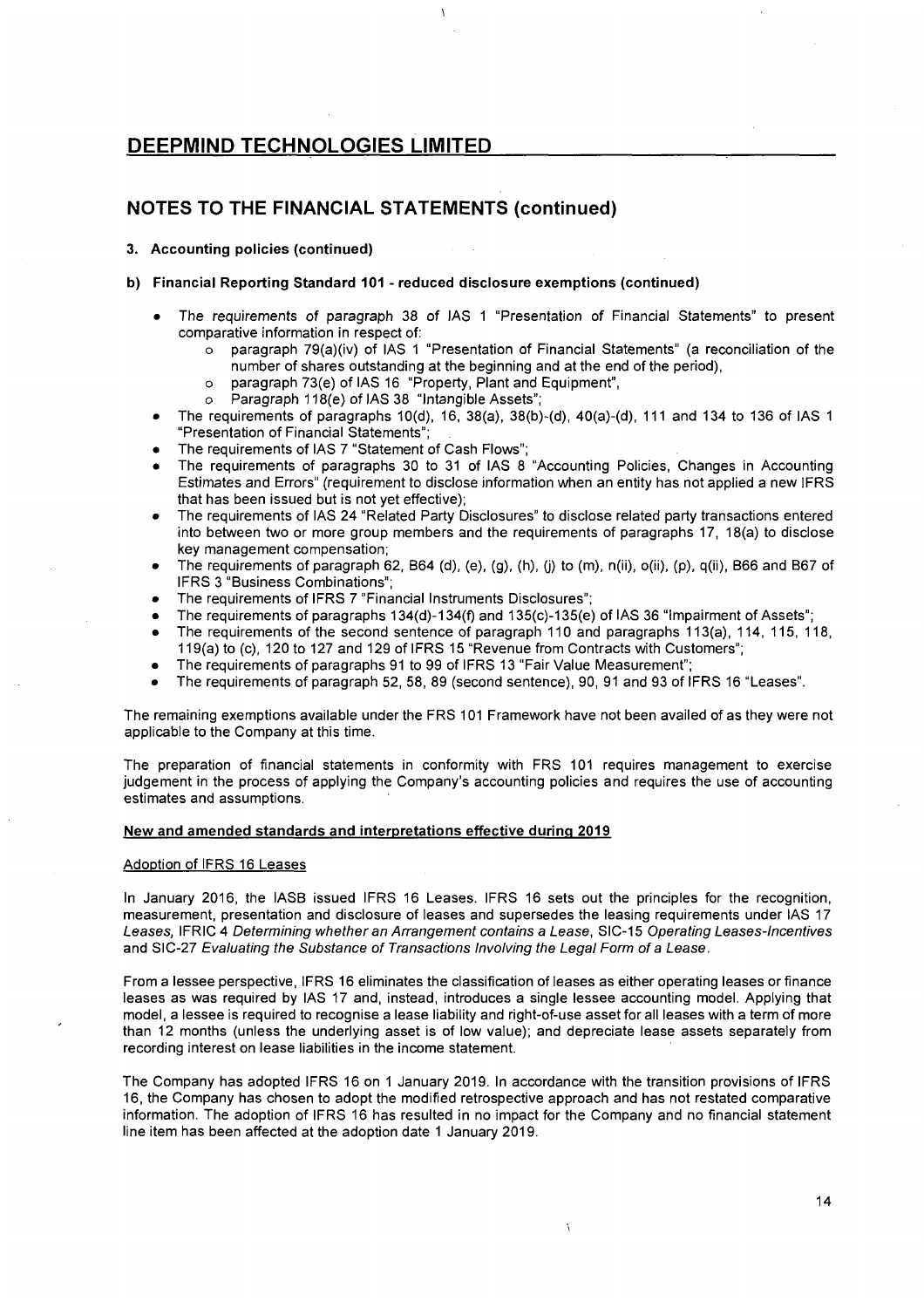# DEEPMIND TECHNOLOGIES LIMITED

## NOTES TO THE FINANCIAL STATEMENTS (continued)

### 3. Accounting policies (continued)

### b) Financial Reporting Standard 101 - reduced disclosure exemptions (continued)

- The requirements of paragraph 38 of IAS 1 "Presentation of Financial Statements" to present comparative information in respect of:
  - paragraph 79(a)(iv) of IAS 1 "Presentation of Financial Statements" (a reconciliation of the number of shares outstanding at the beginning and at the end of the period),
  - paragraph 73(e) of IAS 16 "Property, Plant and Equipment",
  - Paragraph 118(e) of IAS 38 "Intangible Assets";
- The requirements of paragraphs 10(d), 16, 38(a), 38(b)-(d), 40(a)-(d), 111 and 134 to 136 of IAS 1 "Presentation of Financial Statements";
- The requirements of IAS 7 "Statement of Cash Flows";
- The requirements of paragraphs 30 to 31 of IAS 8 "Accounting Policies, Changes in Accounting Estimates and Errors" (requirement to disclose information when an entity has not applied a new IFRS that has been issued but is not yet effective);
- The requirements of IAS 24 "Related Party Disclosures" to disclose related party transactions entered into between two or more group members and the requirements of paragraphs 17, 18(a) to disclose key management compensation;
- The requirements of paragraph 62, B64 (d), (e), (g), (h), (j) to (m), n(ii), o(ii), (p), q(ii), B66 and B67 of IFRS 3 "Business Combinations";
- The requirements of IFRS 7 "Financial Instruments Disclosures";
- The requirements of paragraphs 134(d)-134(f) and 135(c)-135(e) of IAS 36 "Impairment of Assets";
- The requirements of the second sentence of paragraph 110 and paragraphs 113(a), 114, 115, 118, 119(a) to (c), 120 to 127 and 129 of IFRS 15 "Revenue from Contracts with Customers";
- The requirements of paragraphs 91 to 99 of IFRS 13 "Fair Value Measurement";
- The requirements of paragraph 52, 58, 89 (second sentence), 90, 91 and 93 of IFRS 16 "Leases".

The remaining exemptions available under the FRS 101 Framework have not been availed of as they were not applicable to the Company at this time.

The preparation of financial statements in conformity with FRS 101 requires management to exercise judgement in the process of applying the Company's accounting policies and requires the use of accounting estimates and assumptions.

**New and amended standards and interpretations effective during 2019**

Adoption of IFRS 16 Leases

In January 2016, the IASB issued IFRS 16 Leases. IFRS 16 sets out the principles for the recognition, measurement, presentation and disclosure of leases and supersedes the leasing requirements under IAS 17 *Leases,* IFRIC 4 *Determining whether an Arrangement contains a Lease*, SIC-15 *Operating Leases-Incentives* and SIC-27 *Evaluating the Substance of Transactions Involving the Legal Form of a Lease*.

From a lessee perspective, IFRS 16 eliminates the classification of leases as either operating leases or finance leases as was required by IAS 17 and, instead, introduces a single lessee accounting model. Applying that model, a lessee is required to recognise a lease liability and right-of-use asset for all leases with a term of more than 12 months (unless the underlying asset is of low value); and depreciate lease assets separately from recording interest on lease liabilities in the income statement.

The Company has adopted IFRS 16 on 1 January 2019. In accordance with the transition provisions of IFRS 16, the Company has chosen to adopt the modified retrospective approach and has not restated comparative information. The adoption of IFRS 16 has resulted in no impact for the Company and no financial statement line item has been affected at the adoption date 1 January 2019.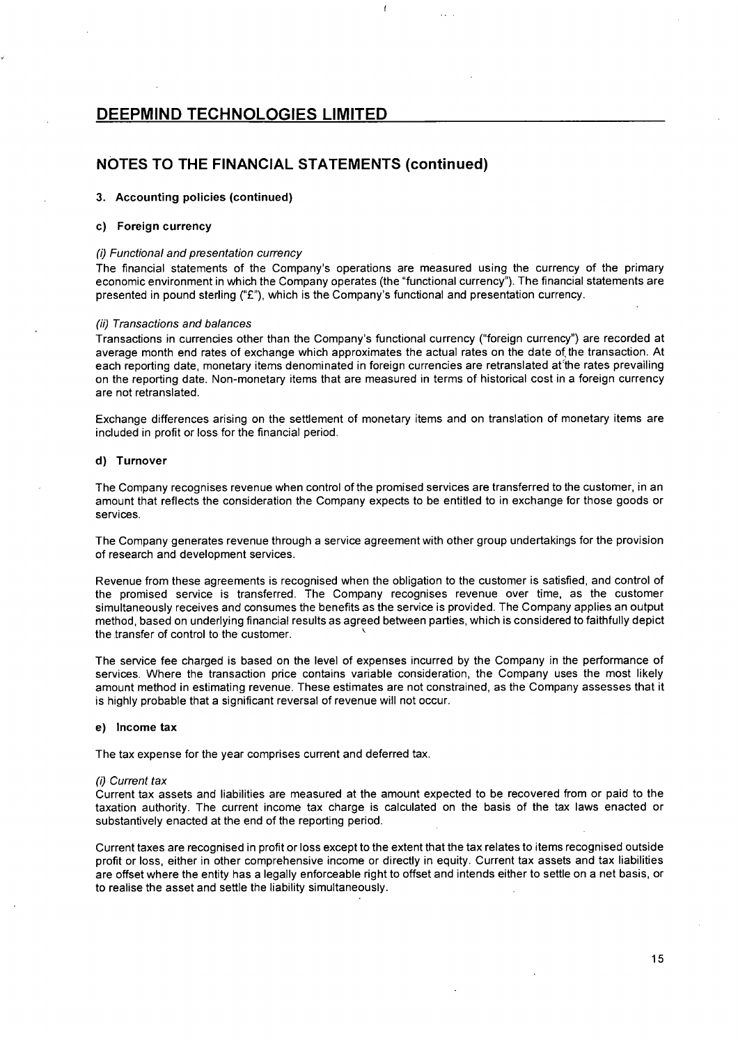# DEEPMIND TECHNOLOGIES LIMITED

## NOTES TO THE FINANCIAL STATEMENTS (continued)

### 3. Accounting policies (continued)

#### c) Foreign currency

*(i) Functional and presentation currency*

The financial statements of the Company's operations are measured using the currency of the primary economic environment in which the Company operates (the "functional currency"). The financial statements are presented in pound sterling ("£"), which is the Company's functional and presentation currency.

*(ii) Transactions and balances*

Transactions in currencies other than the Company's functional currency ("foreign currency") are recorded at average month end rates of exchange which approximates the actual rates on the date of the transaction. At each reporting date, monetary items denominated in foreign currencies are retranslated at the rates prevailing on the reporting date. Non-monetary items that are measured in terms of historical cost in a foreign currency are not retranslated.

Exchange differences arising on the settlement of monetary items and on translation of monetary items are included in profit or loss for the financial period.

#### d) Turnover

The Company recognises revenue when control of the promised services are transferred to the customer, in an amount that reflects the consideration the Company expects to be entitled to in exchange for those goods or services.

The Company generates revenue through a service agreement with other group undertakings for the provision of research and development services.

Revenue from these agreements is recognised when the obligation to the customer is satisfied, and control of the promised service is transferred. The Company recognises revenue over time, as the customer simultaneously receives and consumes the benefits as the service is provided. The Company applies an output method, based on underlying financial results as agreed between parties, which is considered to faithfully depict the transfer of control to the customer.

The service fee charged is based on the level of expenses incurred by the Company in the performance of services. Where the transaction price contains variable consideration, the Company uses the most likely amount method in estimating revenue. These estimates are not constrained, as the Company assesses that it is highly probable that a significant reversal of revenue will not occur.

#### e) Income tax

The tax expense for the year comprises current and deferred tax.

*(i) Current tax*

Current tax assets and liabilities are measured at the amount expected to be recovered from or paid to the taxation authority. The current income tax charge is calculated on the basis of the tax laws enacted or substantively enacted at the end of the reporting period.

Current taxes are recognised in profit or loss except to the extent that the tax relates to items recognised outside profit or loss, either in other comprehensive income or directly in equity. Current tax assets and tax liabilities are offset where the entity has a legally enforceable right to offset and intends either to settle on a net basis, or to realise the asset and settle the liability simultaneously.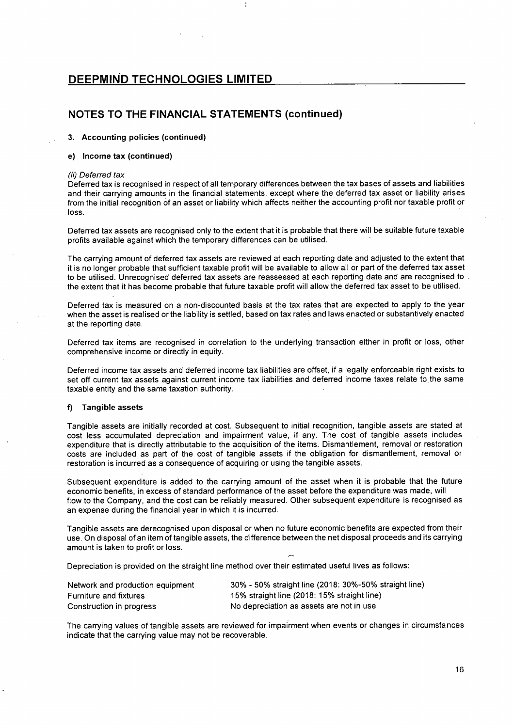# DEEPMIND TECHNOLOGIES LIMITED

## NOTES TO THE FINANCIAL STATEMENTS (continued)

### 3. Accounting policies (continued)

#### e) Income tax (continued)

*(ii) Deferred tax*

Deferred tax is recognised in respect of all temporary differences between the tax bases of assets and liabilities and their carrying amounts in the financial statements, except where the deferred tax asset or liability arises from the initial recognition of an asset or liability which affects neither the accounting profit nor taxable profit or loss.

Deferred tax assets are recognised only to the extent that it is probable that there will be suitable future taxable profits available against which the temporary differences can be utilised.

The carrying amount of deferred tax assets are reviewed at each reporting date and adjusted to the extent that it is no longer probable that sufficient taxable profit will be available to allow all or part of the deferred tax asset to be utilised. Unrecognised deferred tax assets are reassessed at each reporting date and are recognised to the extent that it has become probable that future taxable profit will allow the deferred tax asset to be utilised.

Deferred tax is measured on a non-discounted basis at the tax rates that are expected to apply to the year when the asset is realised or the liability is settled, based on tax rates and laws enacted or substantively enacted at the reporting date.

Deferred tax items are recognised in correlation to the underlying transaction either in profit or loss, other comprehensive income or directly in equity.

Deferred income tax assets and deferred income tax liabilities are offset, if a legally enforceable right exists to set off current tax assets against current income tax liabilities and deferred income taxes relate to the same taxable entity and the same taxation authority.

#### f) Tangible assets

Tangible assets are initially recorded at cost. Subsequent to initial recognition, tangible assets are stated at cost less accumulated depreciation and impairment value, if any. The cost of tangible assets includes expenditure that is directly attributable to the acquisition of the items. Dismantlement, removal or restoration costs are included as part of the cost of tangible assets if the obligation for dismantlement, removal or restoration is incurred as a consequence of acquiring or using the tangible assets.

Subsequent expenditure is added to the carrying amount of the asset when it is probable that the future economic benefits, in excess of standard performance of the asset before the expenditure was made, will flow to the Company, and the cost can be reliably measured. Other subsequent expenditure is recognised as an expense during the financial year in which it is incurred.

Tangible assets are derecognised upon disposal or when no future economic benefits are expected from their use. On disposal of an item of tangible assets, the difference between the net disposal proceeds and its carrying amount is taken to profit or loss.

Depreciation is provided on the straight line method over their estimated useful lives as follows:

| | |
|---|---|
| Network and production equipment | 30% - 50% straight line (2018: 30%-50% straight line) |
| Furniture and fixtures | 15% straight line (2018: 15% straight line) |
| Construction in progress | No depreciation as assets are not in use |

The carrying values of tangible assets are reviewed for impairment when events or changes in circumstances indicate that the carrying value may not be recoverable.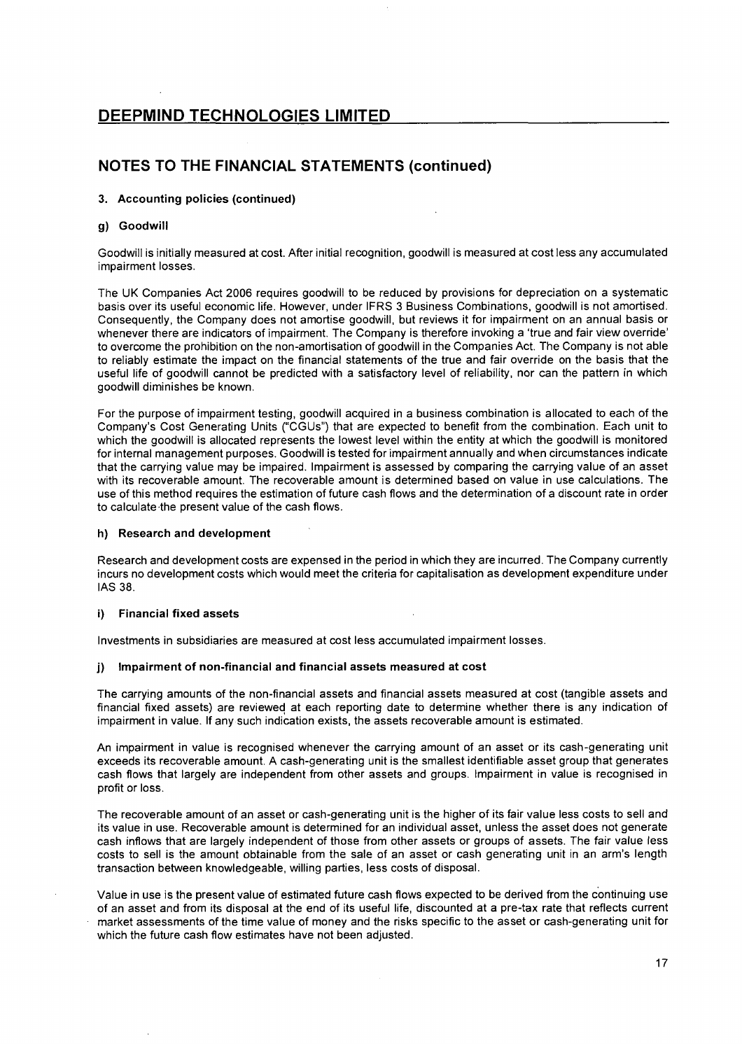## NOTES TO THE FINANCIAL STATEMENTS (continued)

### 3. Accounting policies (continued)

#### g) Goodwill

Goodwill is initially measured at cost. After initial recognition, goodwill is measured at cost less any accumulated impairment losses.

The UK Companies Act 2006 requires goodwill to be reduced by provisions for depreciation on a systematic basis over its useful economic life. However, under IFRS 3 Business Combinations, goodwill is not amortised. Consequently, the Company does not amortise goodwill, but reviews it for impairment on an annual basis or whenever there are indicators of impairment. The Company is therefore invoking a 'true and fair view override' to overcome the prohibition on the non-amortisation of goodwill in the Companies Act. The Company is not able to reliably estimate the impact on the financial statements of the true and fair override on the basis that the useful life of goodwill cannot be predicted with a satisfactory level of reliability, nor can the pattern in which goodwill diminishes be known.

For the purpose of impairment testing, goodwill acquired in a business combination is allocated to each of the Company's Cost Generating Units ("CGUs") that are expected to benefit from the combination. Each unit to which the goodwill is allocated represents the lowest level within the entity at which the goodwill is monitored for internal management purposes. Goodwill is tested for impairment annually and when circumstances indicate that the carrying value may be impaired. Impairment is assessed by comparing the carrying value of an asset with its recoverable amount. The recoverable amount is determined based on value in use calculations. The use of this method requires the estimation of future cash flows and the determination of a discount rate in order to calculate the present value of the cash flows.

#### h) Research and development

Research and development costs are expensed in the period in which they are incurred. The Company currently incurs no development costs which would meet the criteria for capitalisation as development expenditure under IAS 38.

#### i) Financial fixed assets

Investments in subsidiaries are measured at cost less accumulated impairment losses.

#### j) Impairment of non-financial and financial assets measured at cost

The carrying amounts of the non-financial assets and financial assets measured at cost (tangible assets and financial fixed assets) are reviewed at each reporting date to determine whether there is any indication of impairment in value. If any such indication exists, the assets recoverable amount is estimated.

An impairment in value is recognised whenever the carrying amount of an asset or its cash-generating unit exceeds its recoverable amount. A cash-generating unit is the smallest identifiable asset group that generates cash flows that largely are independent from other assets and groups. Impairment in value is recognised in profit or loss.

The recoverable amount of an asset or cash-generating unit is the higher of its fair value less costs to sell and its value in use. Recoverable amount is determined for an individual asset, unless the asset does not generate cash inflows that are largely independent of those from other assets or groups of assets. The fair value less costs to sell is the amount obtainable from the sale of an asset or cash generating unit in an arm's length transaction between knowledgeable, willing parties, less costs of disposal.

Value in use is the present value of estimated future cash flows expected to be derived from the continuing use of an asset and from its disposal at the end of its useful life, discounted at a pre-tax rate that reflects current market assessments of the time value of money and the risks specific to the asset or cash-generating unit for which the future cash flow estimates have not been adjusted.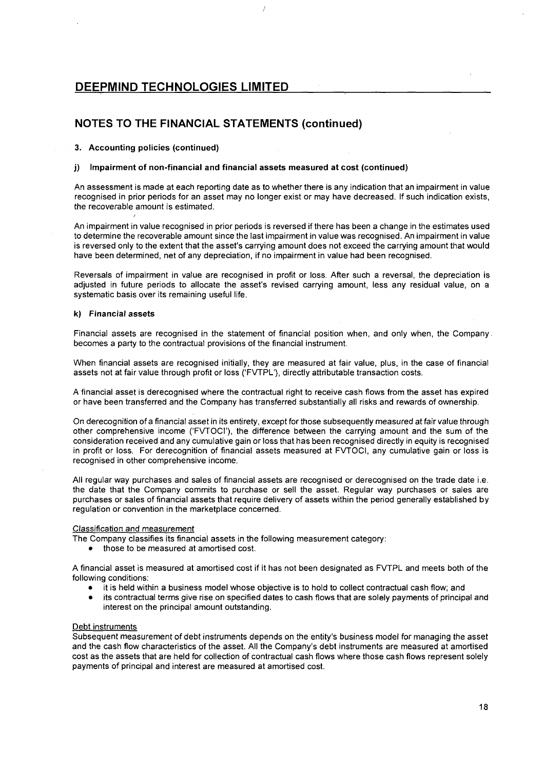# DEEPMIND TECHNOLOGIES LIMITED

## NOTES TO THE FINANCIAL STATEMENTS (continued)

### 3. Accounting policies (continued)

#### j) Impairment of non-financial and financial assets measured at cost (continued)

An assessment is made at each reporting date as to whether there is any indication that an impairment in value recognised in prior periods for an asset may no longer exist or may have decreased. If such indication exists, the recoverable amount is estimated.

An impairment in value recognised in prior periods is reversed if there has been a change in the estimates used to determine the recoverable amount since the last impairment in value was recognised. An impairment in value is reversed only to the extent that the asset's carrying amount does not exceed the carrying amount that would have been determined, net of any depreciation, if no impairment in value had been recognised.

Reversals of impairment in value are recognised in profit or loss. After such a reversal, the depreciation is adjusted in future periods to allocate the asset's revised carrying amount, less any residual value, on a systematic basis over its remaining useful life.

#### k) Financial assets

Financial assets are recognised in the statement of financial position when, and only when, the Company becomes a party to the contractual provisions of the financial instrument.

When financial assets are recognised initially, they are measured at fair value, plus, in the case of financial assets not at fair value through profit or loss ('FVTPL'), directly attributable transaction costs.

A financial asset is derecognised where the contractual right to receive cash flows from the asset has expired or have been transferred and the Company has transferred substantially all risks and rewards of ownership.

On derecognition of a financial asset in its entirety, except for those subsequently measured at fair value through other comprehensive income ('FVTOCI'), the difference between the carrying amount and the sum of the consideration received and any cumulative gain or loss that has been recognised directly in equity is recognised in profit or loss. For derecognition of financial assets measured at FVTOCI, any cumulative gain or loss is recognised in other comprehensive income.

All regular way purchases and sales of financial assets are recognised or derecognised on the trade date i.e. the date that the Company commits to purchase or sell the asset. Regular way purchases or sales are purchases or sales of financial assets that require delivery of assets within the period generally established by regulation or convention in the marketplace concerned.

Classification and measurement

The Company classifies its financial assets in the following measurement category:

- those to be measured at amortised cost.

A financial asset is measured at amortised cost if it has not been designated as FVTPL and meets both of the following conditions:

- it is held within a business model whose objective is to hold to collect contractual cash flow; and
- its contractual terms give rise on specified dates to cash flows that are solely payments of principal and interest on the principal amount outstanding.

Debt instruments

Subsequent measurement of debt instruments depends on the entity's business model for managing the asset and the cash flow characteristics of the asset. All the Company's debt instruments are measured at amortised cost as the assets that are held for collection of contractual cash flows where those cash flows represent solely payments of principal and interest are measured at amortised cost.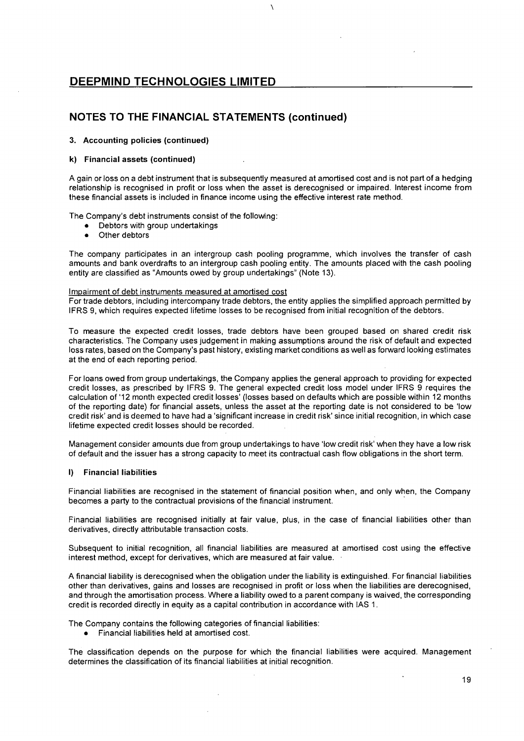# DEEPMIND TECHNOLOGIES LIMITED

## NOTES TO THE FINANCIAL STATEMENTS (continued)

### 3. Accounting policies (continued)

#### k) Financial assets (continued)

A gain or loss on a debt instrument that is subsequently measured at amortised cost and is not part of a hedging relationship is recognised in profit or loss when the asset is derecognised or impaired. Interest income from these financial assets is included in finance income using the effective interest rate method.

The Company's debt instruments consist of the following:

- Debtors with group undertakings
- Other debtors

The company participates in an intergroup cash pooling programme, which involves the transfer of cash amounts and bank overdrafts to an intergroup cash pooling entity. The amounts placed with the cash pooling entity are classified as "Amounts owed by group undertakings" (Note 13).

Impairment of debt instruments measured at amortised cost

For trade debtors, including intercompany trade debtors, the entity applies the simplified approach permitted by IFRS 9, which requires expected lifetime losses to be recognised from initial recognition of the debtors.

To measure the expected credit losses, trade debtors have been grouped based on shared credit risk characteristics. The Company uses judgement in making assumptions around the risk of default and expected loss rates, based on the Company's past history, existing market conditions as well as forward looking estimates at the end of each reporting period.

For loans owed from group undertakings, the Company applies the general approach to providing for expected credit losses, as prescribed by IFRS 9. The general expected credit loss model under IFRS 9 requires the calculation of '12 month expected credit losses' (losses based on defaults which are possible within 12 months of the reporting date) for financial assets, unless the asset at the reporting date is not considered to be 'low credit risk' and is deemed to have had a 'significant increase in credit risk' since initial recognition, in which case lifetime expected credit losses should be recorded.

Management consider amounts due from group undertakings to have 'low credit risk' when they have a low risk of default and the issuer has a strong capacity to meet its contractual cash flow obligations in the short term.

#### l) Financial liabilities

Financial liabilities are recognised in the statement of financial position when, and only when, the Company becomes a party to the contractual provisions of the financial instrument.

Financial liabilities are recognised initially at fair value, plus, in the case of financial liabilities other than derivatives, directly attributable transaction costs.

Subsequent to initial recognition, all financial liabilities are measured at amortised cost using the effective interest method, except for derivatives, which are measured at fair value.

A financial liability is derecognised when the obligation under the liability is extinguished. For financial liabilities other than derivatives, gains and losses are recognised in profit or loss when the liabilities are derecognised, and through the amortisation process. Where a liability owed to a parent company is waived, the corresponding credit is recorded directly in equity as a capital contribution in accordance with IAS 1.

The Company contains the following categories of financial liabilities:

- Financial liabilities held at amortised cost.

The classification depends on the purpose for which the financial liabilities were acquired. Management determines the classification of its financial liabilities at initial recognition.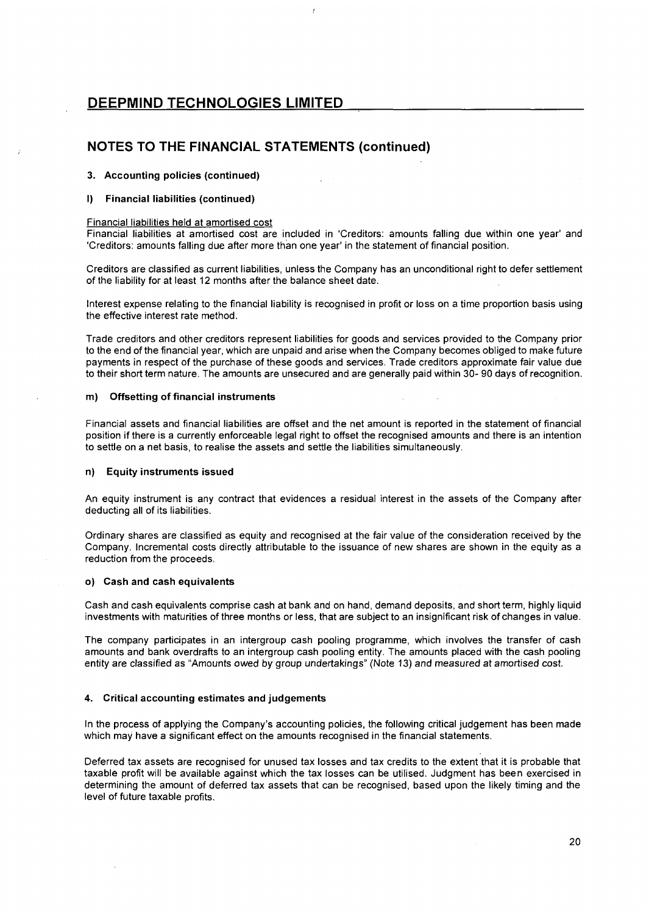# DEEPMIND TECHNOLOGIES LIMITED

## NOTES TO THE FINANCIAL STATEMENTS (continued)

### 3. Accounting policies (continued)

#### l) Financial liabilities (continued)

Financial liabilities held at amortised cost

Financial liabilities at amortised cost are included in 'Creditors: amounts falling due within one year' and 'Creditors: amounts falling due after more than one year' in the statement of financial position.

Creditors are classified as current liabilities, unless the Company has an unconditional right to defer settlement of the liability for at least 12 months after the balance sheet date.

Interest expense relating to the financial liability is recognised in profit or loss on a time proportion basis using the effective interest rate method.

Trade creditors and other creditors represent liabilities for goods and services provided to the Company prior to the end of the financial year, which are unpaid and arise when the Company becomes obliged to make future payments in respect of the purchase of these goods and services. Trade creditors approximate fair value due to their short term nature. The amounts are unsecured and are generally paid within 30- 90 days of recognition.

#### m) Offsetting of financial instruments

Financial assets and financial liabilities are offset and the net amount is reported in the statement of financial position if there is a currently enforceable legal right to offset the recognised amounts and there is an intention to settle on a net basis, to realise the assets and settle the liabilities simultaneously.

#### n) Equity instruments issued

An equity instrument is any contract that evidences a residual interest in the assets of the Company after deducting all of its liabilities.

Ordinary shares are classified as equity and recognised at the fair value of the consideration received by the Company. Incremental costs directly attributable to the issuance of new shares are shown in the equity as a reduction from the proceeds.

#### o) Cash and cash equivalents

Cash and cash equivalents comprise cash at bank and on hand, demand deposits, and short term, highly liquid investments with maturities of three months or less, that are subject to an insignificant risk of changes in value.

The company participates in an intergroup cash pooling programme, which involves the transfer of cash amounts and bank overdrafts to an intergroup cash pooling entity. The amounts placed with the cash pooling entity are classified as "Amounts owed by group undertakings" (Note 13) and measured at amortised cost.

### 4. Critical accounting estimates and judgements

In the process of applying the Company's accounting policies, the following critical judgement has been made which may have a significant effect on the amounts recognised in the financial statements.

Deferred tax assets are recognised for unused tax losses and tax credits to the extent that it is probable that taxable profit will be available against which the tax losses can be utilised. Judgment has been exercised in determining the amount of deferred tax assets that can be recognised, based upon the likely timing and the level of future taxable profits.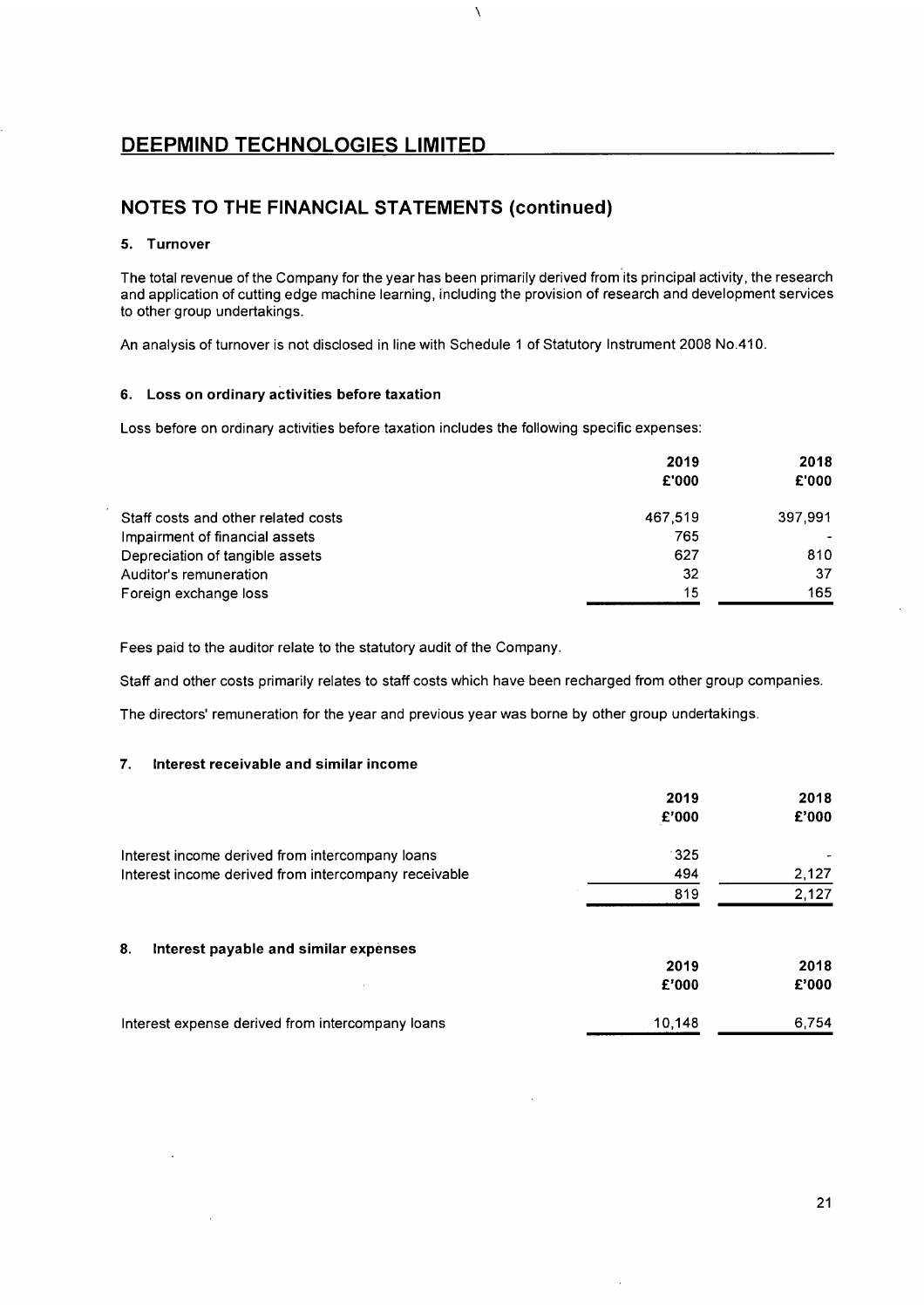# DEEPMIND TECHNOLOGIES LIMITED

## NOTES TO THE FINANCIAL STATEMENTS (continued)

### 5. Turnover

The total revenue of the Company for the year has been primarily derived from its principal activity, the research and application of cutting edge machine learning, including the provision of research and development services to other group undertakings.

An analysis of turnover is not disclosed in line with Schedule 1 of Statutory Instrument 2008 No.410.

### 6. Loss on ordinary activities before taxation

Loss before on ordinary activities before taxation includes the following specific expenses:

| | 2019 £'000 | 2018 £'000 |
|---|---|---|
| Staff costs and other related costs | 467,519 | 397,991 |
| Impairment of financial assets | 765 | - |
| Depreciation of tangible assets | 627 | 810 |
| Auditor's remuneration | 32 | 37 |
| Foreign exchange loss | 15 | 165 |

Fees paid to the auditor relate to the statutory audit of the Company.

Staff and other costs primarily relates to staff costs which have been recharged from other group companies.

The directors' remuneration for the year and previous year was borne by other group undertakings.

### 7. Interest receivable and similar income

| | 2019 £'000 | 2018 £'000 |
|---|---|---|
| Interest income derived from intercompany loans | 325 | - |
| Interest income derived from intercompany receivable | 494 | 2,127 |
| | 819 | 2,127 |

### 8. Interest payable and similar expenses

| | 2019 £'000 | 2018 £'000 |
|---|---|---|
| Interest expense derived from intercompany loans | 10,148 | 6,754 |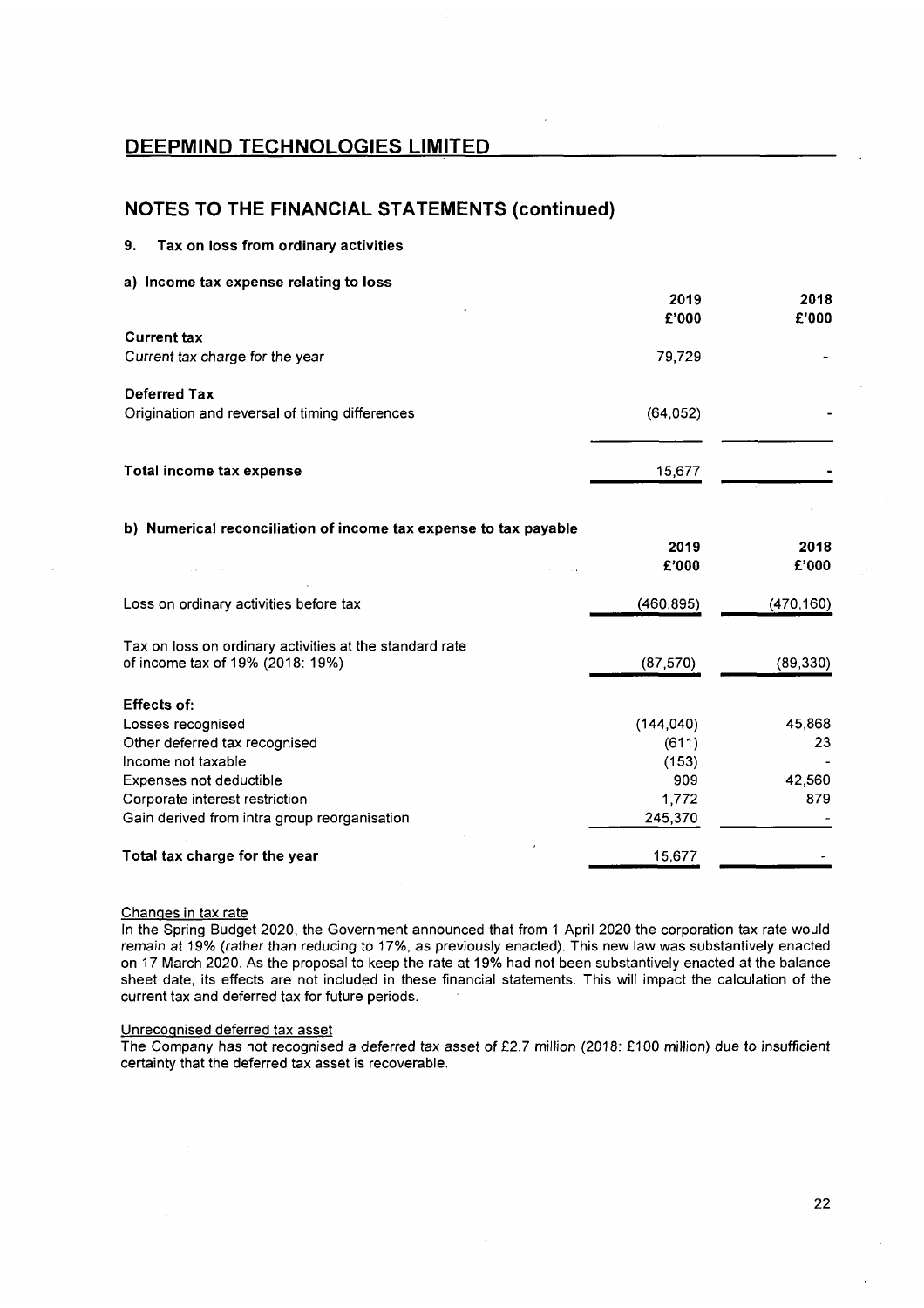# DEEPMIND TECHNOLOGIES LIMITED

## NOTES TO THE FINANCIAL STATEMENTS (continued)

### 9. Tax on loss from ordinary activities

**a) Income tax expense relating to loss**

| | 2019 £'000 | 2018 £'000 |
|---|---|---|
| **Current tax** | | |
| Current tax charge for the year | 79,729 | - |
| **Deferred Tax** | | |
| Origination and reversal of timing differences | (64,052) | - |
| **Total income tax expense** | 15,677 | - |

**b) Numerical reconciliation of income tax expense to tax payable**

| | 2019 £'000 | 2018 £'000 |
|---|---|---|
| Loss on ordinary activities before tax | (460,895) | (470,160) |
| Tax on loss on ordinary activities at the standard rate of income tax of 19% (2018: 19%) | (87,570) | (89,330) |
| **Effects of:** | | |
| Losses recognised | (144,040) | 45,868 |
| Other deferred tax recognised | (611) | 23 |
| Income not taxable | (153) | - |
| Expenses not deductible | 909 | 42,560 |
| Corporate interest restriction | 1,772 | 879 |
| Gain derived from intra group reorganisation | 245,370 | - |
| **Total tax charge for the year** | 15,677 | - |

Changes in tax rate

In the Spring Budget 2020, the Government announced that from 1 April 2020 the corporation tax rate would remain at 19% (rather than reducing to 17%, as previously enacted). This new law was substantively enacted on 17 March 2020. As the proposal to keep the rate at 19% had not been substantively enacted at the balance sheet date, its effects are not included in these financial statements. This will impact the calculation of the current tax and deferred tax for future periods.

Unrecognised deferred tax asset

The Company has not recognised a deferred tax asset of £2.7 million (2018: £100 million) due to insufficient certainty that the deferred tax asset is recoverable.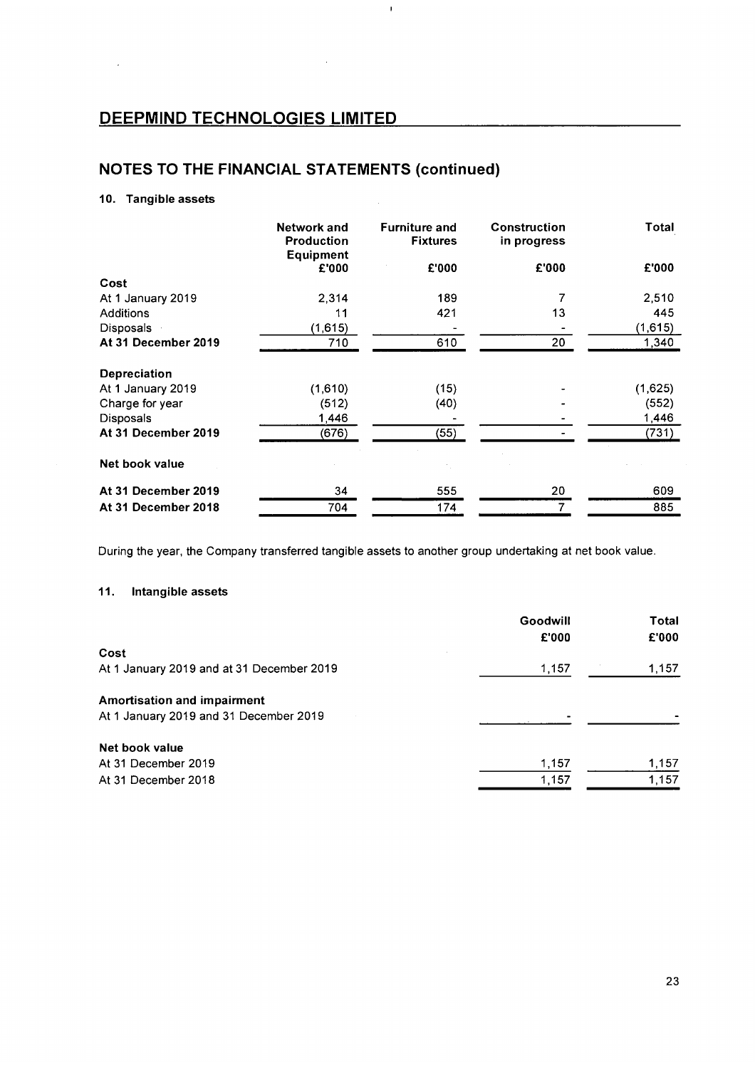## DEEPMIND TECHNOLOGIES LIMITED

## NOTES TO THE FINANCIAL STATEMENTS (continued)

### 10. Tangible assets

| | Network and Production Equipment | Furniture and Fixtures | Construction in progress | Total |
|---|---|---|---|---|
| | £'000 | £'000 | £'000 | £'000 |
| **Cost** | | | | |
| At 1 January 2019 | 2,314 | 189 | 7 | 2,510 |
| Additions | 11 | 421 | 13 | 445 |
| Disposals | (1,615) | - | - | (1,615) |
| **At 31 December 2019** | 710 | 610 | 20 | 1,340 |
| **Depreciation** | | | | |
| At 1 January 2019 | (1,610) | (15) | - | (1,625) |
| Charge for year | (512) | (40) | - | (552) |
| Disposals | 1,446 | - | - | 1,446 |
| **At 31 December 2019** | (676) | (55) | - | (731) |
| **Net book value** | | | | |
| **At 31 December 2019** | 34 | 555 | 20 | 609 |
| **At 31 December 2018** | 704 | 174 | 7 | 885 |

During the year, the Company transferred tangible assets to another group undertaking at net book value.

### 11. Intangible assets

| | Goodwill | Total |
|---|---|---|
| | £'000 | £'000 |
| **Cost** | | |
| At 1 January 2019 and at 31 December 2019 | 1,157 | 1,157 |
| **Amortisation and impairment** | | |
| At 1 January 2019 and 31 December 2019 | - | - |
| **Net book value** | | |
| At 31 December 2019 | 1,157 | 1,157 |
| At 31 December 2018 | 1,157 | 1,157 |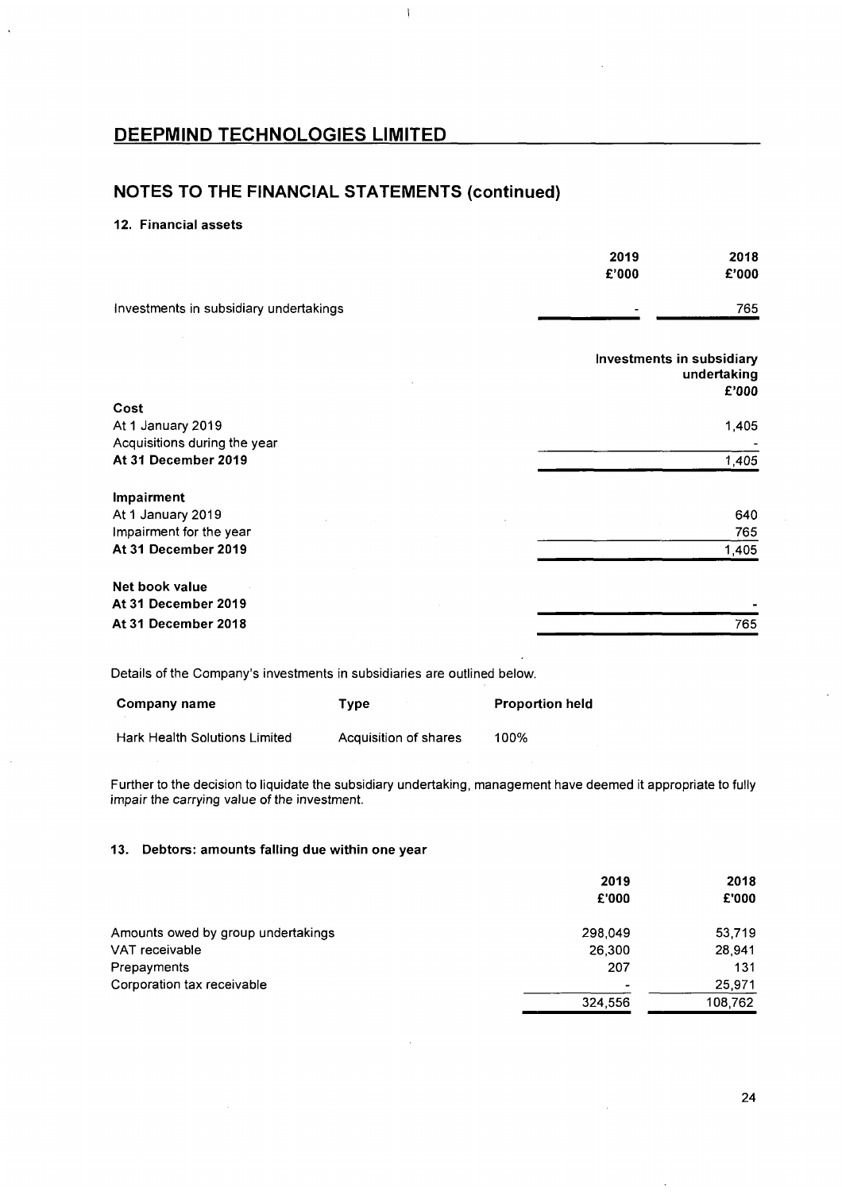# DEEPMIND TECHNOLOGIES LIMITED

## NOTES TO THE FINANCIAL STATEMENTS (continued)

### 12. Financial assets

| | 2019 £'000 | 2018 £'000 |
|---|---|---|
| Investments in subsidiary undertakings | - | 765 |

| | Investments in subsidiary undertaking £'000 |
|---|---|
| **Cost** | |
| At 1 January 2019 | 1,405 |
| Acquisitions during the year | - |
| **At 31 December 2019** | 1,405 |
| **Impairment** | |
| At 1 January 2019 | 640 |
| Impairment for the year | 765 |
| **At 31 December 2019** | 1,405 |
| **Net book value** | |
| **At 31 December 2019** | - |
| **At 31 December 2018** | 765 |

Details of the Company's investments in subsidiaries are outlined below.

| Company name | Type | Proportion held |
|---|---|---|
| Hark Health Solutions Limited | Acquisition of shares | 100% |

Further to the decision to liquidate the subsidiary undertaking, management have deemed it appropriate to fully impair the carrying value of the investment.

### 13. Debtors: amounts falling due within one year

| | 2019 £'000 | 2018 £'000 |
|---|---|---|
| Amounts owed by group undertakings | 298,049 | 53,719 |
| VAT receivable | 26,300 | 28,941 |
| Prepayments | 207 | 131 |
| Corporation tax receivable | - | 25,971 |
| | 324,556 | 108,762 |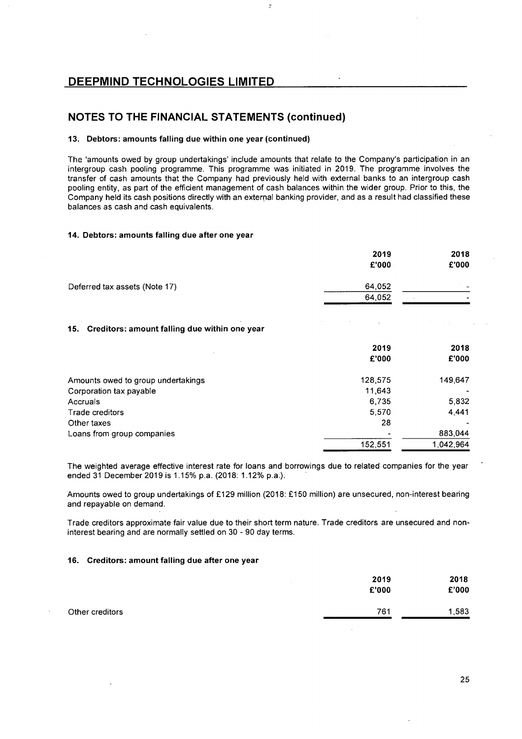# DEEPMIND TECHNOLOGIES LIMITED

## NOTES TO THE FINANCIAL STATEMENTS (continued)

### 13. Debtors: amounts falling due within one year (continued)

The 'amounts owed by group undertakings' include amounts that relate to the Company's participation in an intergroup cash pooling programme. This programme was initiated in 2019. The programme involves the transfer of cash amounts that the Company had previously held with external banks to an intergroup cash pooling entity, as part of the efficient management of cash balances within the wider group. Prior to this, the Company held its cash positions directly with an external banking provider, and as a result had classified these balances as cash and cash equivalents.

### 14. Debtors: amounts falling due after one year

| | 2019 £'000 | 2018 £'000 |
|---|---|---|
| Deferred tax assets (Note 17) | 64,052 | - |
| | 64,052 | - |

### 15. Creditors: amount falling due within one year

| | 2019 £'000 | 2018 £'000 |
|---|---|---|
| Amounts owed to group undertakings | 128,575 | 149,647 |
| Corporation tax payable | 11,643 | - |
| Accruals | 6,735 | 5,832 |
| Trade creditors | 5,570 | 4,441 |
| Other taxes | 28 | - |
| Loans from group companies | - | 883,044 |
| | 152,551 | 1,042,964 |

The weighted average effective interest rate for loans and borrowings due to related companies for the year ended 31 December 2019 is 1.15% p.a. (2018: 1.12% p.a.).

Amounts owed to group undertakings of £129 million (2018: £150 million) are unsecured, non-interest bearing and repayable on demand.

Trade creditors approximate fair value due to their short term nature. Trade creditors are unsecured and non-interest bearing and are normally settled on 30 - 90 day terms.

### 16. Creditors: amount falling due after one year

| | 2019 £'000 | 2018 £'000 |
|---|---|---|
| Other creditors | 761 | 1,583 |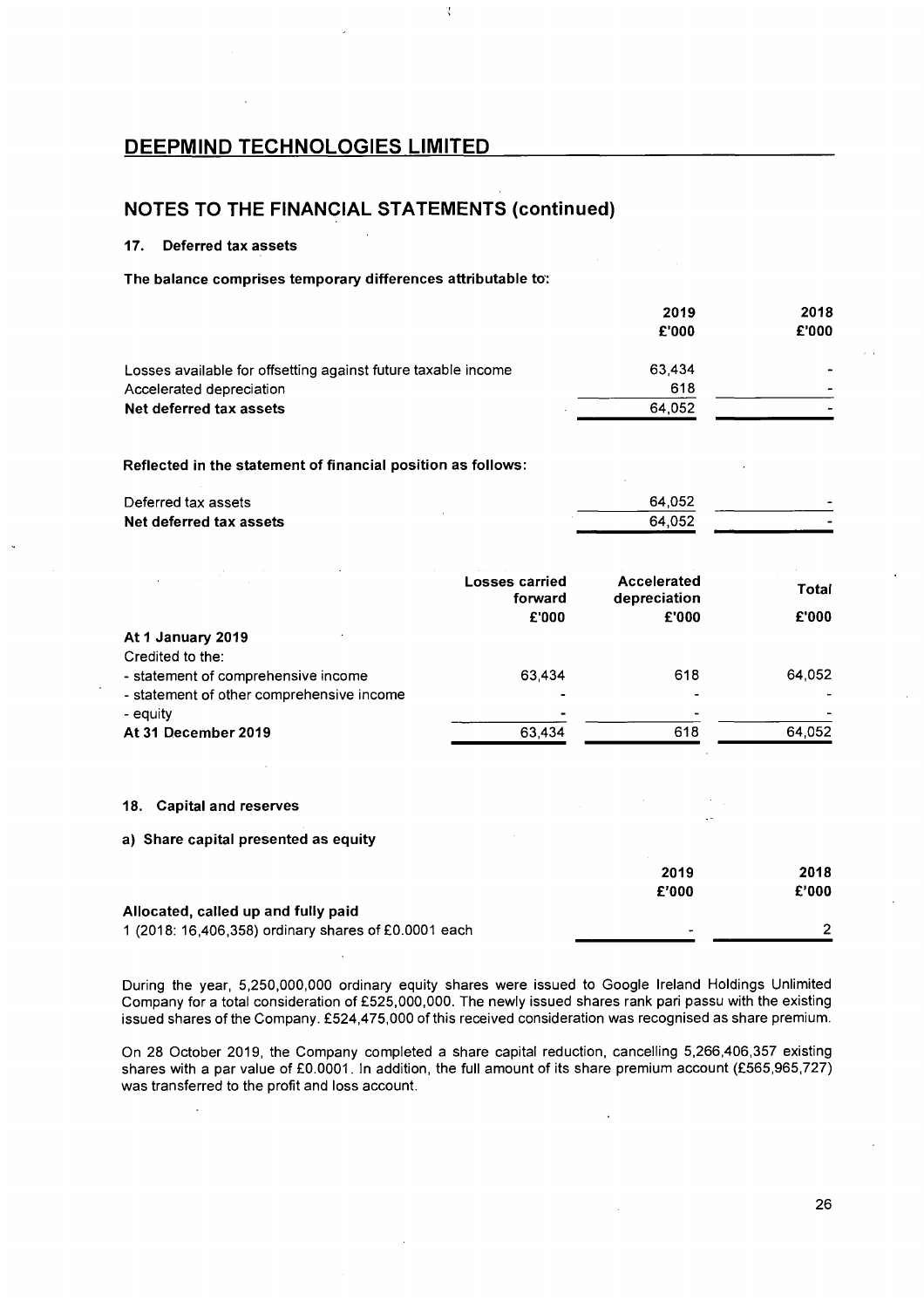# NOTES TO THE FINANCIAL STATEMENTS (continued)

## 17. Deferred tax assets

**The balance comprises temporary differences attributable to:**

| | 2019<br>£'000 | 2018<br>£'000 |
|---|---|---|
| Losses available for offsetting against future taxable income | 63,434 | - |
| Accelerated depreciation | 618 | - |
| **Net deferred tax assets** | 64,052 | - |

**Reflected in the statement of financial position as follows:**

| | 2019<br>£'000 | 2018<br>£'000 |
|---|---|---|
| Deferred tax assets | 64,052 | - |
| **Net deferred tax assets** | 64,052 | - |

| | Losses carried forward<br>£'000 | Accelerated depreciation<br>£'000 | Total<br>£'000 |
|---|---|---|---|
| **At 1 January 2019** | | | |
| Credited to the: | | | |
| - statement of comprehensive income | 63,434 | 618 | 64,052 |
| - statement of other comprehensive income | - | - | - |
| - equity | - | - | - |
| **At 31 December 2019** | 63,434 | 618 | 64,052 |

## 18. Capital and reserves

**a) Share capital presented as equity**

| | 2019<br>£'000 | 2018<br>£'000 |
|---|---|---|
| **Allocated, called up and fully paid** | | |
| 1 (2018: 16,406,358) ordinary shares of £0.0001 each | - | 2 |

During the year, 5,250,000,000 ordinary equity shares were issued to Google Ireland Holdings Unlimited Company for a total consideration of £525,000,000. The newly issued shares rank pari passu with the existing issued shares of the Company. £524,475,000 of this received consideration was recognised as share premium.

On 28 October 2019, the Company completed a share capital reduction, cancelling 5,266,406,357 existing shares with a par value of £0.0001. In addition, the full amount of its share premium account (£565,965,727) was transferred to the profit and loss account.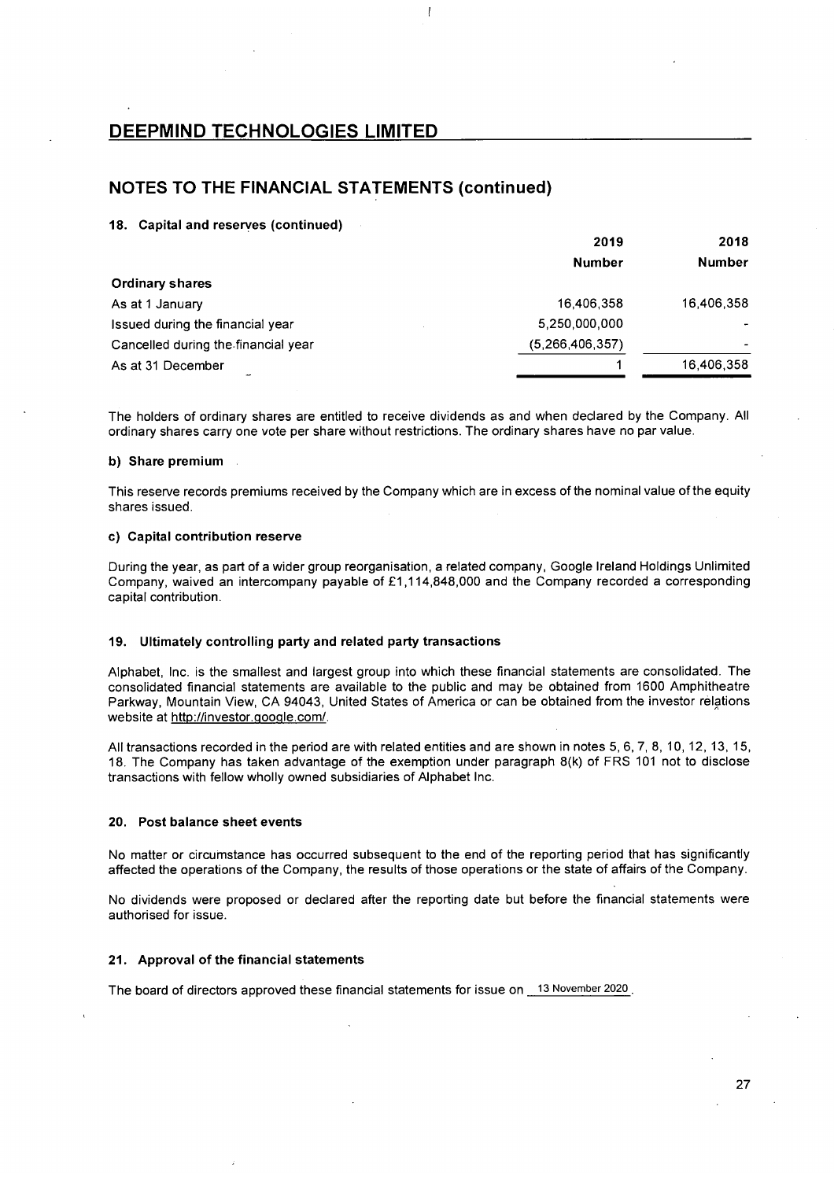## NOTES TO THE FINANCIAL STATEMENTS (continued)

### 18. Capital and reserves (continued)

| | 2019 | 2018 |
|---|---|---|
| | **Number** | **Number** |
| **Ordinary shares** | | |
| As at 1 January | 16,406,358 | 16,406,358 |
| Issued during the financial year | 5,250,000,000 | - |
| Cancelled during the financial year | (5,266,406,357) | - |
| As at 31 December | 1 | 16,406,358 |

The holders of ordinary shares are entitled to receive dividends as and when declared by the Company. All ordinary shares carry one vote per share without restrictions. The ordinary shares have no par value.

**b) Share premium**

This reserve records premiums received by the Company which are in excess of the nominal value of the equity shares issued.

**c) Capital contribution reserve**

During the year, as part of a wider group reorganisation, a related company, Google Ireland Holdings Unlimited Company, waived an intercompany payable of £1,114,848,000 and the Company recorded a corresponding capital contribution.

### 19. Ultimately controlling party and related party transactions

Alphabet, Inc. is the smallest and largest group into which these financial statements are consolidated. The consolidated financial statements are available to the public and may be obtained from 1600 Amphitheatre Parkway, Mountain View, CA 94043, United States of America or can be obtained from the investor relations website at http://investor.google.com/.

All transactions recorded in the period are with related entities and are shown in notes 5, 6, 7, 8, 10, 12, 13, 15, 18. The Company has taken advantage of the exemption under paragraph 8(k) of FRS 101 not to disclose transactions with fellow wholly owned subsidiaries of Alphabet Inc.

### 20. Post balance sheet events

No matter or circumstance has occurred subsequent to the end of the reporting period that has significantly affected the operations of the Company, the results of those operations or the state of affairs of the Company.

No dividends were proposed or declared after the reporting date but before the financial statements were authorised for issue.

### 21. Approval of the financial statements

The board of directors approved these financial statements for issue on 13 November 2020.